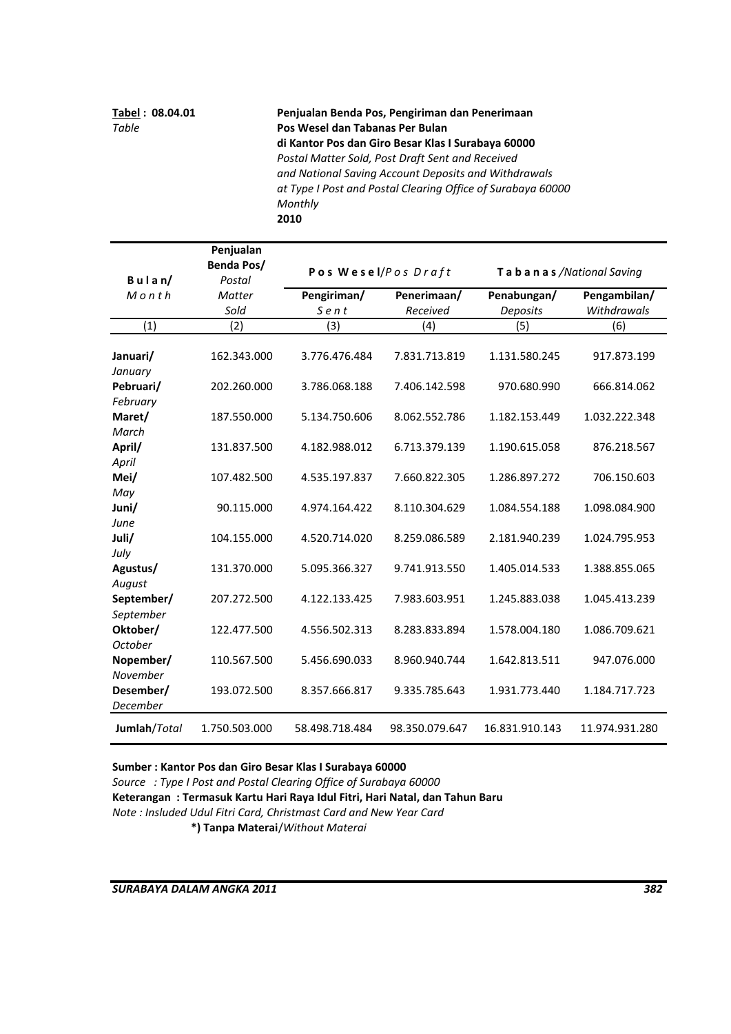**Tabel : 08.04.01** **Penjualan Benda Pos, Pengiriman dan Penerimaan Pos Wesel dan Tabanas Per Bulan di Kantor Pos dan Giro Besar Klas I Surabaya 60000**

*Table* *Postal Matter Sold, Post Draft Sent and Received and National Saving Account Deposits and Withdrawals at Type I Post and Postal Clearing Office of Surabaya 60000 Monthly*

**2010**

| **Bulan/** *Month* | **Penjualan Benda Pos/** *Postal Matter Sold* | **Pos Wesel**/*Pos Draft* | | **Tabanas** /*National Saving* | |
|---|---|---|---|---|---|
| | | **Pengiriman/** *Sent* | **Penerimaan/** *Received* | **Penabungan/** *Deposits* | **Pengambilan/** *Withdrawals* |
| (1) | (2) | (3) | (4) | (5) | (6) |
| **Januari/** *January* | 162.343.000 | 3.776.476.484 | 7.831.713.819 | 1.131.580.245 | 917.873.199 |
| **Pebruari/** *February* | 202.260.000 | 3.786.068.188 | 7.406.142.598 | 970.680.990 | 666.814.062 |
| **Maret/** *March* | 187.550.000 | 5.134.750.606 | 8.062.552.786 | 1.182.153.449 | 1.032.222.348 |
| **April/** *April* | 131.837.500 | 4.182.988.012 | 6.713.379.139 | 1.190.615.058 | 876.218.567 |
| **Mei/** *May* | 107.482.500 | 4.535.197.837 | 7.660.822.305 | 1.286.897.272 | 706.150.603 |
| **Juni/** *June* | 90.115.000 | 4.974.164.422 | 8.110.304.629 | 1.084.554.188 | 1.098.084.900 |
| **Juli/** *July* | 104.155.000 | 4.520.714.020 | 8.259.086.589 | 2.181.940.239 | 1.024.795.953 |
| **Agustus/** *August* | 131.370.000 | 5.095.366.327 | 9.741.913.550 | 1.405.014.533 | 1.388.855.065 |
| **September/** *September* | 207.272.500 | 4.122.133.425 | 7.983.603.951 | 1.245.883.038 | 1.045.413.239 |
| **Oktober/** *October* | 122.477.500 | 4.556.502.313 | 8.283.833.894 | 1.578.004.180 | 1.086.709.621 |
| **Nopember/** *November* | 110.567.500 | 5.456.690.033 | 8.960.940.744 | 1.642.813.511 | 947.076.000 |
| **Desember/** *December* | 193.072.500 | 8.357.666.817 | 9.335.785.643 | 1.931.773.440 | 1.184.717.723 |
| **Jumlah**/*Total* | 1.750.503.000 | 58.498.718.484 | 98.350.079.647 | 16.831.910.143 | 11.974.931.280 |

**Sumber : Kantor Pos dan Giro Besar Klas I Surabaya 60000**
*Source : Type I Post and Postal Clearing Office of Surabaya 60000*
**Keterangan : Termasuk Kartu Hari Raya Idul Fitri, Hari Natal, dan Tahun Baru**
*Note : Insluded Udul Fitri Card, Christmast Card and New Year Card*
**\*) Tanpa Materai**/*Without Materai*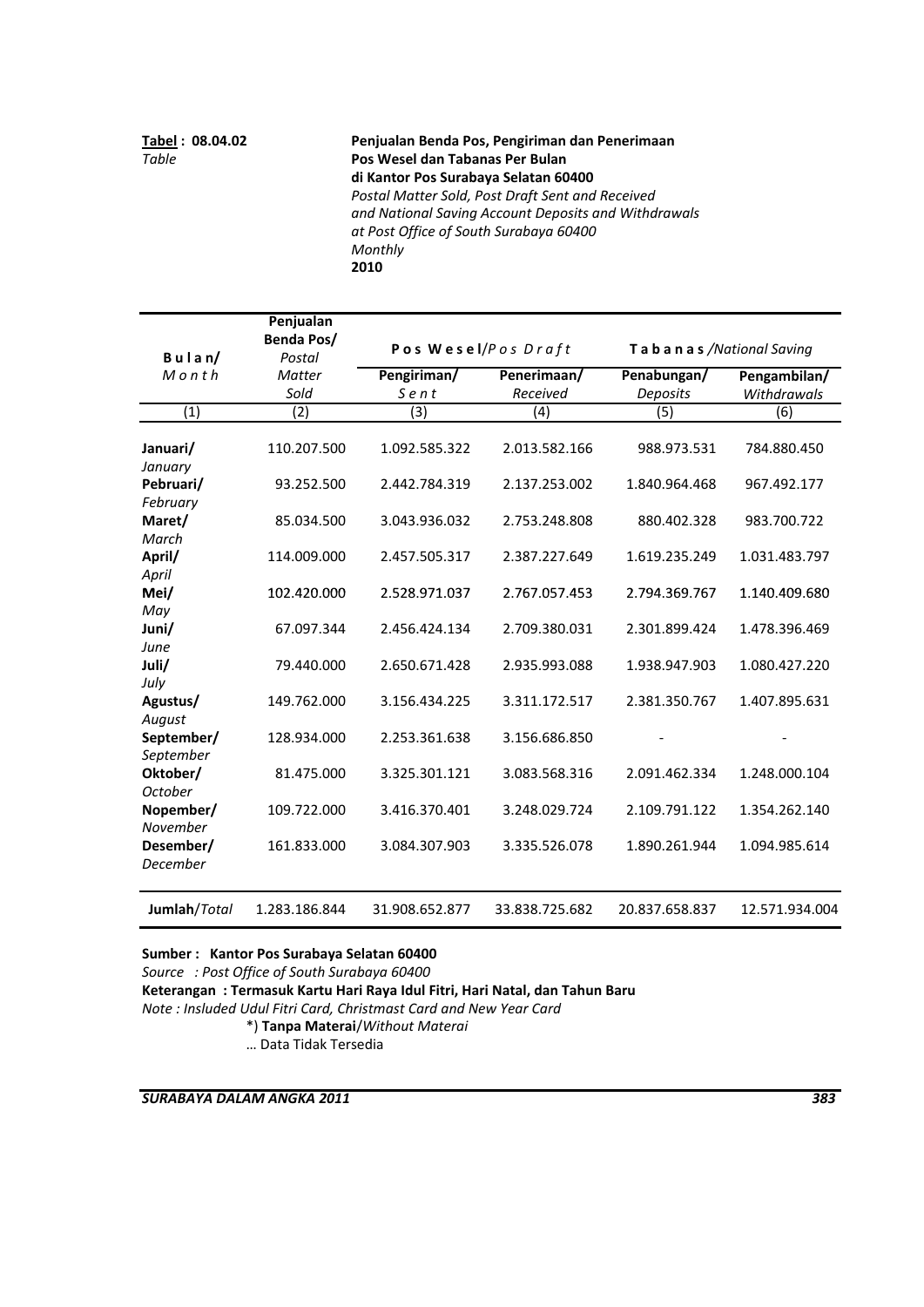**Tabel : 08.04.02**
*Table*

**Penjualan Benda Pos, Pengiriman dan Penerimaan Pos Wesel dan Tabanas Per Bulan di Kantor Pos Surabaya Selatan 60400**
*Postal Matter Sold, Post Draft Sent and Received and National Saving Account Deposits and Withdrawals at Post Office of South Surabaya 60400 Monthly*
**2010**

| **Bulan/** *Month* | **Penjualan Benda Pos/** *Postal Matter Sold* | **Pos Wesel**/*Pos Draft* | | **Tabanas** /*National Saving* | |
|---|---|---|---|---|---|
| | | **Pengiriman/** *Sent* | **Penerimaan/** *Received* | **Penabungan/** *Deposits* | **Pengambilan/** *Withdrawals* |
| (1) | (2) | (3) | (4) | (5) | (6) |
| **Januari/** *January* | 110.207.500 | 1.092.585.322 | 2.013.582.166 | 988.973.531 | 784.880.450 |
| **Pebruari/** *February* | 93.252.500 | 2.442.784.319 | 2.137.253.002 | 1.840.964.468 | 967.492.177 |
| **Maret/** *March* | 85.034.500 | 3.043.936.032 | 2.753.248.808 | 880.402.328 | 983.700.722 |
| **April/** *April* | 114.009.000 | 2.457.505.317 | 2.387.227.649 | 1.619.235.249 | 1.031.483.797 |
| **Mei/** *May* | 102.420.000 | 2.528.971.037 | 2.767.057.453 | 2.794.369.767 | 1.140.409.680 |
| **Juni/** *June* | 67.097.344 | 2.456.424.134 | 2.709.380.031 | 2.301.899.424 | 1.478.396.469 |
| **Juli/** *July* | 79.440.000 | 2.650.671.428 | 2.935.993.088 | 1.938.947.903 | 1.080.427.220 |
| **Agustus/** *August* | 149.762.000 | 3.156.434.225 | 3.311.172.517 | 2.381.350.767 | 1.407.895.631 |
| **September/** *September* | 128.934.000 | 2.253.361.638 | 3.156.686.850 | - | - |
| **Oktober/** *October* | 81.475.000 | 3.325.301.121 | 3.083.568.316 | 2.091.462.334 | 1.248.000.104 |
| **Nopember/** *November* | 109.722.000 | 3.416.370.401 | 3.248.029.724 | 2.109.791.122 | 1.354.262.140 |
| **Desember/** *December* | 161.833.000 | 3.084.307.903 | 3.335.526.078 | 1.890.261.944 | 1.094.985.614 |
| **Jumlah**/*Total* | 1.283.186.844 | 31.908.652.877 | 33.838.725.682 | 20.837.658.837 | 12.571.934.004 |

**Sumber : Kantor Pos Surabaya Selatan 60400**
*Source : Post Office of South Surabaya 60400*
**Keterangan : Termasuk Kartu Hari Raya Idul Fitri, Hari Natal, dan Tahun Baru**
*Note : Insluded Udul Fitri Card, Christmast Card and New Year Card*
*) **Tanpa Materai**/*Without Materai*
… Data Tidak Tersedia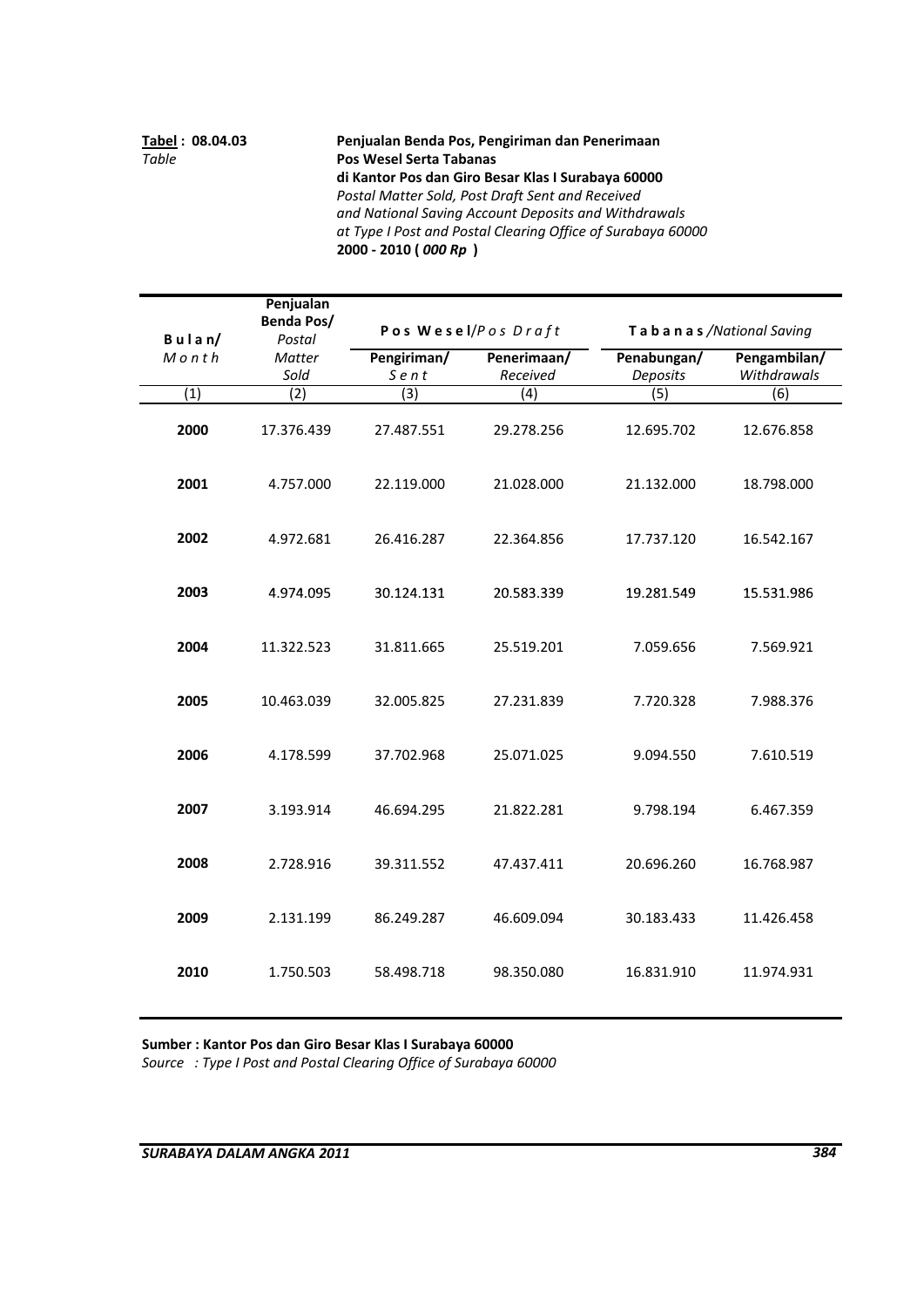**Tabel : 08.04.03**
*Table*

**Penjualan Benda Pos, Pengiriman dan Penerimaan Pos Wesel Serta Tabanas di Kantor Pos dan Giro Besar Klas I Surabaya 60000**
*Postal Matter Sold, Post Draft Sent and Received and National Saving Account Deposits and Withdrawals at Type I Post and Postal Clearing Office of Surabaya 60000*
**2000 - 2010 ( *000 Rp* )**

| Bulan/ *Month* | Penjualan Benda Pos/ *Postal Matter Sold* | Pos Wesel/*Pos Draft* | | Tabanas/*National Saving* | |
|---|---|---|---|---|---|
| | | Pengiriman/ *Sent* | Penerimaan/ *Received* | Penabungan/ *Deposits* | Pengambilan/ *Withdrawals* |
| (1) | (2) | (3) | (4) | (5) | (6) |
| **2000** | 17.376.439 | 27.487.551 | 29.278.256 | 12.695.702 | 12.676.858 |
| **2001** | 4.757.000 | 22.119.000 | 21.028.000 | 21.132.000 | 18.798.000 |
| **2002** | 4.972.681 | 26.416.287 | 22.364.856 | 17.737.120 | 16.542.167 |
| **2003** | 4.974.095 | 30.124.131 | 20.583.339 | 19.281.549 | 15.531.986 |
| **2004** | 11.322.523 | 31.811.665 | 25.519.201 | 7.059.656 | 7.569.921 |
| **2005** | 10.463.039 | 32.005.825 | 27.231.839 | 7.720.328 | 7.988.376 |
| **2006** | 4.178.599 | 37.702.968 | 25.071.025 | 9.094.550 | 7.610.519 |
| **2007** | 3.193.914 | 46.694.295 | 21.822.281 | 9.798.194 | 6.467.359 |
| **2008** | 2.728.916 | 39.311.552 | 47.437.411 | 20.696.260 | 16.768.987 |
| **2009** | 2.131.199 | 86.249.287 | 46.609.094 | 30.183.433 | 11.426.458 |
| **2010** | 1.750.503 | 58.498.718 | 98.350.080 | 16.831.910 | 11.974.931 |

**Sumber : Kantor Pos dan Giro Besar Klas I Surabaya 60000**
*Source : Type I Post and Postal Clearing Office of Surabaya 60000*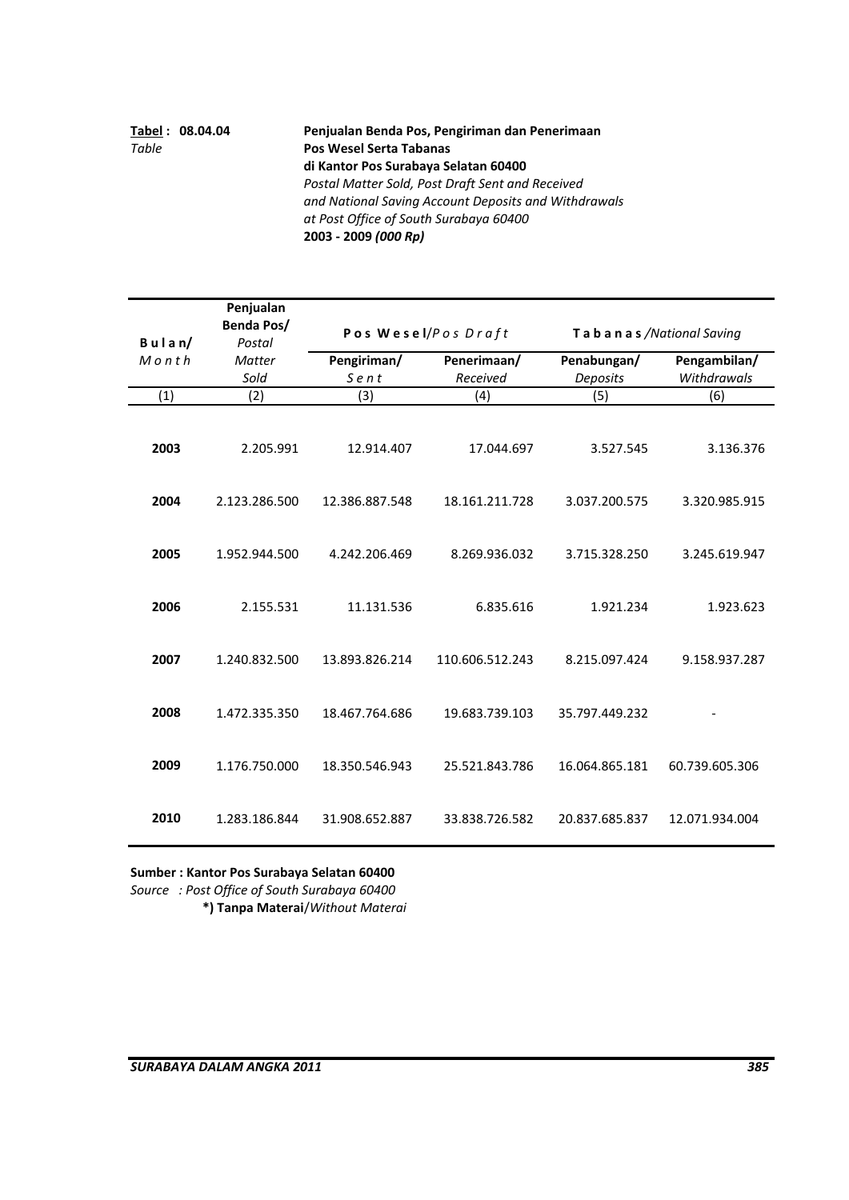**Tabel : 08.04.04**
*Table*

**Penjualan Benda Pos, Pengiriman dan Penerimaan**
**Pos Wesel Serta Tabanas**
**di Kantor Pos Surabaya Selatan 60400**
*Postal Matter Sold, Post Draft Sent and Received*
*and National Saving Account Deposits and Withdrawals*
*at Post Office of South Surabaya 60400*
**2003 - 2009** ***(000 Rp)***

| **Bulan/** *Month* | **Penjualan Benda Pos/** *Postal Matter Sold* | **Pos Wesel**/*Pos Draft* | | **Tabanas** /*National Saving* | |
|---|---|---|---|---|---|
| | | **Pengiriman/** *Sent* | **Penerimaan/** *Received* | **Penabungan/** *Deposits* | **Pengambilan/** *Withdrawals* |
| (1) | (2) | (3) | (4) | (5) | (6) |
| **2003** | 2.205.991 | 12.914.407 | 17.044.697 | 3.527.545 | 3.136.376 |
| **2004** | 2.123.286.500 | 12.386.887.548 | 18.161.211.728 | 3.037.200.575 | 3.320.985.915 |
| **2005** | 1.952.944.500 | 4.242.206.469 | 8.269.936.032 | 3.715.328.250 | 3.245.619.947 |
| **2006** | 2.155.531 | 11.131.536 | 6.835.616 | 1.921.234 | 1.923.623 |
| **2007** | 1.240.832.500 | 13.893.826.214 | 110.606.512.243 | 8.215.097.424 | 9.158.937.287 |
| **2008** | 1.472.335.350 | 18.467.764.686 | 19.683.739.103 | 35.797.449.232 | - |
| **2009** | 1.176.750.000 | 18.350.546.943 | 25.521.843.786 | 16.064.865.181 | 60.739.605.306 |
| **2010** | 1.283.186.844 | 31.908.652.887 | 33.838.726.582 | 20.837.685.837 | 12.071.934.004 |

**Sumber : Kantor Pos Surabaya Selatan 60400**
*Source : Post Office of South Surabaya 60400*
**\*) Tanpa Materai**/*Without Materai*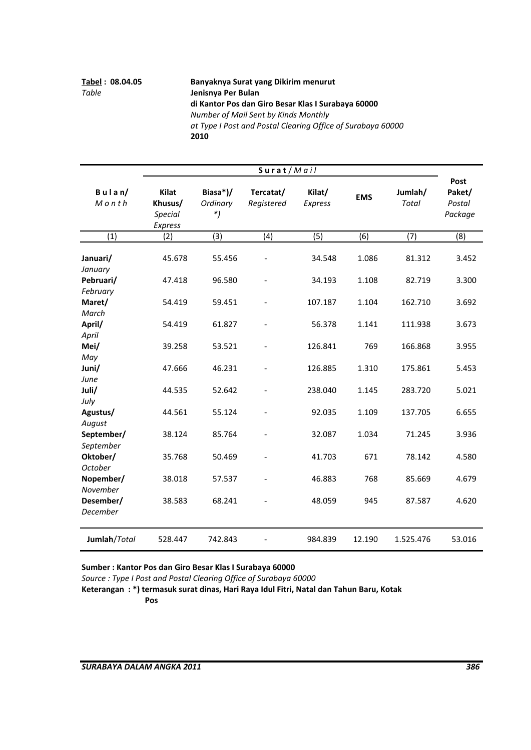**Tabel : 08.04.05** **Banyaknya Surat yang Dikirim menurut Jenisnya Per Bulan di Kantor Pos dan Giro Besar Klas I Surabaya 60000**

*Table* *Number of Mail Sent by Kinds Monthly at Type I Post and Postal Clearing Office of Surabaya 60000*

**2010**

| Bulan/ *Month* | Surat / *Mail* | | | | | | Post Paket/ *Postal Package* |
|---|---|---|---|---|---|---|---|
| | Kilat Khusus/ *Special Express* | Biasa*)/ *Ordinary *)* | Tercatat/ *Registered* | Kilat/ *Express* | EMS | Jumlah/ *Total* | |
| (1) | (2) | (3) | (4) | (5) | (6) | (7) | (8) |
| **Januari/** *January* | 45.678 | 55.456 | - | 34.548 | 1.086 | 81.312 | 3.452 |
| **Pebruari/** *February* | 47.418 | 96.580 | - | 34.193 | 1.108 | 82.719 | 3.300 |
| **Maret/** *March* | 54.419 | 59.451 | - | 107.187 | 1.104 | 162.710 | 3.692 |
| **April/** *April* | 54.419 | 61.827 | - | 56.378 | 1.141 | 111.938 | 3.673 |
| **Mei/** *May* | 39.258 | 53.521 | - | 126.841 | 769 | 166.868 | 3.955 |
| **Juni/** *June* | 47.666 | 46.231 | - | 126.885 | 1.310 | 175.861 | 5.453 |
| **Juli/** *July* | 44.535 | 52.642 | - | 238.040 | 1.145 | 283.720 | 5.021 |
| **Agustus/** *August* | 44.561 | 55.124 | - | 92.035 | 1.109 | 137.705 | 6.655 |
| **September/** *September* | 38.124 | 85.764 | - | 32.087 | 1.034 | 71.245 | 3.936 |
| **Oktober/** *October* | 35.768 | 50.469 | - | 41.703 | 671 | 78.142 | 4.580 |
| **Nopember/** *November* | 38.018 | 57.537 | - | 46.883 | 768 | 85.669 | 4.679 |
| **Desember/** *December* | 38.583 | 68.241 | - | 48.059 | 945 | 87.587 | 4.620 |
| **Jumlah**/*Total* | 528.447 | 742.843 | - | 984.839 | 12.190 | 1.525.476 | 53.016 |

**Sumber : Kantor Pos dan Giro Besar Klas I Surabaya 60000**

*Source : Type I Post and Postal Clearing Office of Surabaya 60000*

**Keterangan : *) termasuk surat dinas, Hari Raya Idul Fitri, Natal dan Tahun Baru, Kotak Pos**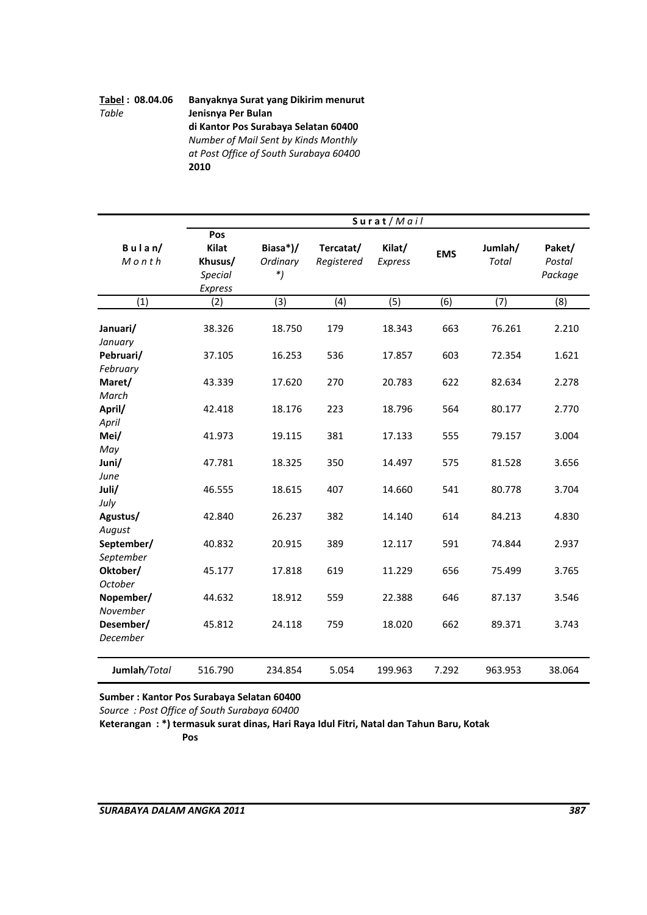**Tabel : 08.04.06** **Banyaknya Surat yang Dikirim menurut Jenisnya Per Bulan di Kantor Pos Surabaya Selatan 60400**
*Table* *Number of Mail Sent by Kinds Monthly at Post Office of South Surabaya 60400*
**2010**

| Bulan/ *Month* | Surat/*Mail* | | | | | | Paket/ *Postal Package* |
|---|---|---|---|---|---|---|---|
| | Pos Kilat Khusus/ *Special Express* | Biasa*)/ *Ordinary \*)* | Tercatat/ *Registered* | Kilat/ *Express* | EMS | Jumlah/ *Total* | |
| (1) | (2) | (3) | (4) | (5) | (6) | (7) | (8) |
| **Januari/** *January* | 38.326 | 18.750 | 179 | 18.343 | 663 | 76.261 | 2.210 |
| **Pebruari/** *February* | 37.105 | 16.253 | 536 | 17.857 | 603 | 72.354 | 1.621 |
| **Maret/** *March* | 43.339 | 17.620 | 270 | 20.783 | 622 | 82.634 | 2.278 |
| **April/** *April* | 42.418 | 18.176 | 223 | 18.796 | 564 | 80.177 | 2.770 |
| **Mei/** *May* | 41.973 | 19.115 | 381 | 17.133 | 555 | 79.157 | 3.004 |
| **Juni/** *June* | 47.781 | 18.325 | 350 | 14.497 | 575 | 81.528 | 3.656 |
| **Juli/** *July* | 46.555 | 18.615 | 407 | 14.660 | 541 | 80.778 | 3.704 |
| **Agustus/** *August* | 42.840 | 26.237 | 382 | 14.140 | 614 | 84.213 | 4.830 |
| **September/** *September* | 40.832 | 20.915 | 389 | 12.117 | 591 | 74.844 | 2.937 |
| **Oktober/** *October* | 45.177 | 17.818 | 619 | 11.229 | 656 | 75.499 | 3.765 |
| **Nopember/** *November* | 44.632 | 18.912 | 559 | 22.388 | 646 | 87.137 | 3.546 |
| **Desember/** *December* | 45.812 | 24.118 | 759 | 18.020 | 662 | 89.371 | 3.743 |
| **Jumlah**/*Total* | 516.790 | 234.854 | 5.054 | 199.963 | 7.292 | 963.953 | 38.064 |

**Sumber : Kantor Pos Surabaya Selatan 60400**
*Source : Post Office of South Surabaya 60400*
**Keterangan : *) termasuk surat dinas, Hari Raya Idul Fitri, Natal dan Tahun Baru, Kotak Pos**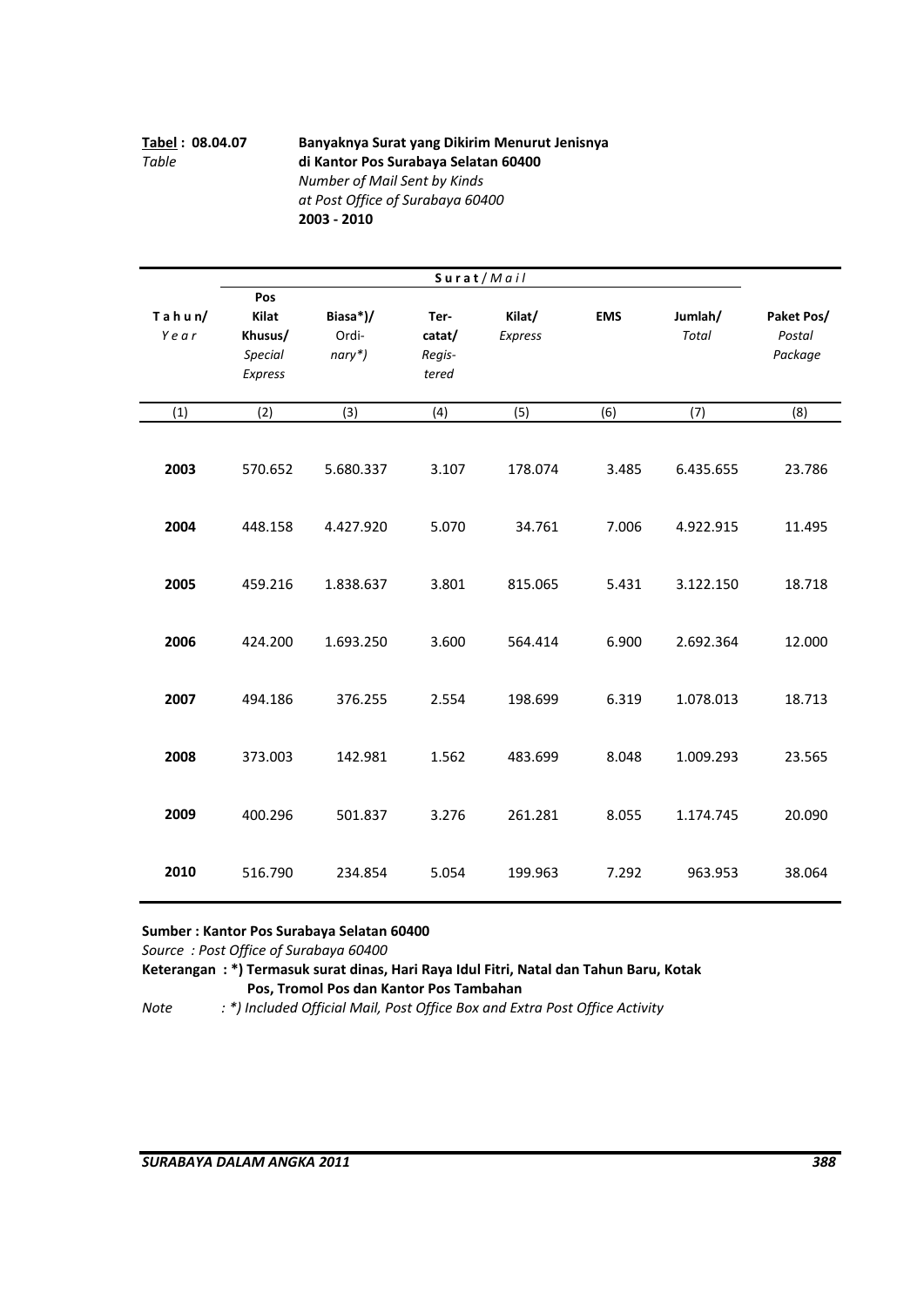**Tabel : 08.04.07** **Banyaknya Surat yang Dikirim Menurut Jenisnya di Kantor Pos Surabaya Selatan 60400**

*Table* *Number of Mail Sent by Kinds at Post Office of Surabaya 60400*

**2003 - 2010**

| Tahun/ *Year* | Surat/ *Mail* | | | | | | Paket Pos/ *Postal Package* |
|---|---|---|---|---|---|---|---|
| | Pos Kilat Khusus/ *Special Express* | Biasa*)/ Ordi- *nary*) | Ter- catat/ *Regis- tered* | Kilat/ *Express* | EMS | Jumlah/ *Total* | |
| (1) | (2) | (3) | (4) | (5) | (6) | (7) | (8) |
| **2003** | 570.652 | 5.680.337 | 3.107 | 178.074 | 3.485 | 6.435.655 | 23.786 |
| **2004** | 448.158 | 4.427.920 | 5.070 | 34.761 | 7.006 | 4.922.915 | 11.495 |
| **2005** | 459.216 | 1.838.637 | 3.801 | 815.065 | 5.431 | 3.122.150 | 18.718 |
| **2006** | 424.200 | 1.693.250 | 3.600 | 564.414 | 6.900 | 2.692.364 | 12.000 |
| **2007** | 494.186 | 376.255 | 2.554 | 198.699 | 6.319 | 1.078.013 | 18.713 |
| **2008** | 373.003 | 142.981 | 1.562 | 483.699 | 8.048 | 1.009.293 | 23.565 |
| **2009** | 400.296 | 501.837 | 3.276 | 261.281 | 8.055 | 1.174.745 | 20.090 |
| **2010** | 516.790 | 234.854 | 5.054 | 199.963 | 7.292 | 963.953 | 38.064 |

**Sumber : Kantor Pos Surabaya Selatan 60400**

*Source : Post Office of Surabaya 60400*

**Keterangan : *) Termasuk surat dinas, Hari Raya Idul Fitri, Natal dan Tahun Baru, Kotak Pos, Tromol Pos dan Kantor Pos Tambahan**

*Note : *) Included Official Mail, Post Office Box and Extra Post Office Activity*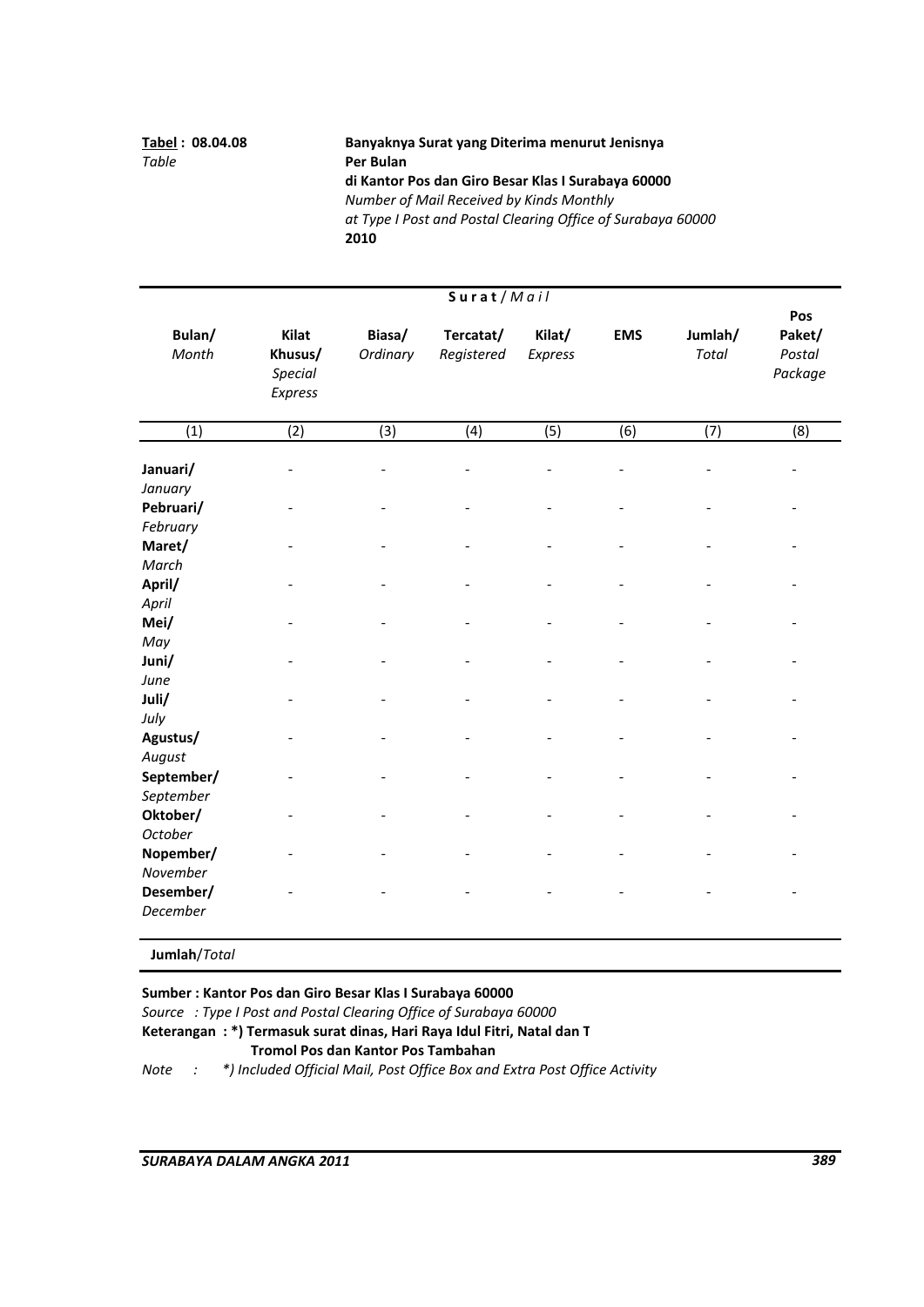**Tabel : 08.04.08**
*Table*

**Banyaknya Surat yang Diterima menurut Jenisnya**
**Per Bulan**
**di Kantor Pos dan Giro Besar Klas I Surabaya 60000**
*Number of Mail Received by Kinds Monthly*
*at Type I Post and Postal Clearing Office of Surabaya 60000*
**2010**

| Bulan/ *Month* | Surat / *Mail* | | | | | | Pos Paket/ *Postal Package* |
|---|---|---|---|---|---|---|---|
| | Kilat Khusus/ *Special Express* | Biasa/ *Ordinary* | Tercatat/ *Registered* | Kilat/ *Express* | EMS | Jumlah/ *Total* | |
| (1) | (2) | (3) | (4) | (5) | (6) | (7) | (8) |
| **Januari/** *January* | - | - | - | - | - | - | - |
| **Pebruari/** *February* | - | - | - | - | - | - | - |
| **Maret/** *March* | - | - | - | - | - | - | - |
| **April/** *April* | - | - | - | - | - | - | - |
| **Mei/** *May* | - | - | - | - | - | - | - |
| **Juni/** *June* | - | - | - | - | - | - | - |
| **Juli/** *July* | - | - | - | - | - | - | - |
| **Agustus/** *August* | - | - | - | - | - | - | - |
| **September/** *September* | - | - | - | - | - | - | - |
| **Oktober/** *October* | - | - | - | - | - | - | - |
| **Nopember/** *November* | - | - | - | - | - | - | - |
| **Desember/** *December* | - | - | - | - | - | - | - |
| **Jumlah**/*Total* | | | | | | | |

**Sumber : Kantor Pos dan Giro Besar Klas I Surabaya 60000**
*Source : Type I Post and Postal Clearing Office of Surabaya 60000*
**Keterangan : *) Termasuk surat dinas, Hari Raya Idul Fitri, Natal dan T**
**Tromol Pos dan Kantor Pos Tambahan**
*Note : *) Included Official Mail, Post Office Box and Extra Post Office Activity*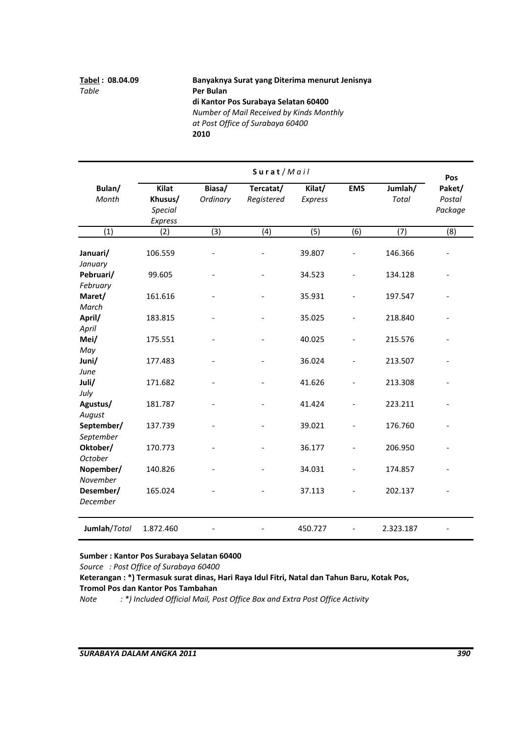**Tabel : 08.04.09** **Banyaknya Surat yang Diterima menurut Jenisnya**
*Table* **Per Bulan**
**di Kantor Pos Surabaya Selatan 60400**
*Number of Mail Received by Kinds Monthly*
*at Post Office of Surabaya 60400*
**2010**

| Bulan/ *Month* | Surat / *Mail* | | | | | | Pos Paket/ *Postal Package* |
|---|---|---|---|---|---|---|---|
| | Kilat Khusus/ *Special Express* | Biasa/ *Ordinary* | Tercatat/ *Registered* | Kilat/ *Express* | EMS | Jumlah/ *Total* | |
| (1) | (2) | (3) | (4) | (5) | (6) | (7) | (8) |
| **Januari/** *January* | 106.559 | - | - | 39.807 | - | 146.366 | - |
| **Pebruari/** *February* | 99.605 | - | - | 34.523 | - | 134.128 | - |
| **Maret/** *March* | 161.616 | - | - | 35.931 | - | 197.547 | - |
| **April/** *April* | 183.815 | - | - | 35.025 | - | 218.840 | - |
| **Mei/** *May* | 175.551 | - | - | 40.025 | - | 215.576 | - |
| **Juni/** *June* | 177.483 | - | - | 36.024 | - | 213.507 | - |
| **Juli/** *July* | 171.682 | - | - | 41.626 | - | 213.308 | - |
| **Agustus/** *August* | 181.787 | - | - | 41.424 | - | 223.211 | - |
| **September/** *September* | 137.739 | - | - | 39.021 | - | 176.760 | - |
| **Oktober/** *October* | 170.773 | - | - | 36.177 | - | 206.950 | - |
| **Nopember/** *November* | 140.826 | - | - | 34.031 | - | 174.857 | - |
| **Desember/** *December* | 165.024 | - | - | 37.113 | - | 202.137 | - |
| **Jumlah**/*Total* | 1.872.460 | - | - | 450.727 | - | 2.323.187 | - |

**Sumber : Kantor Pos Surabaya Selatan 60400**
*Source : Post Office of Surabaya 60400*
**Keterangan : *) Termasuk surat dinas, Hari Raya Idul Fitri, Natal dan Tahun Baru, Kotak Pos, Tromol Pos dan Kantor Pos Tambahan**
*Note : *) Included Official Mail, Post Office Box and Extra Post Office Activity*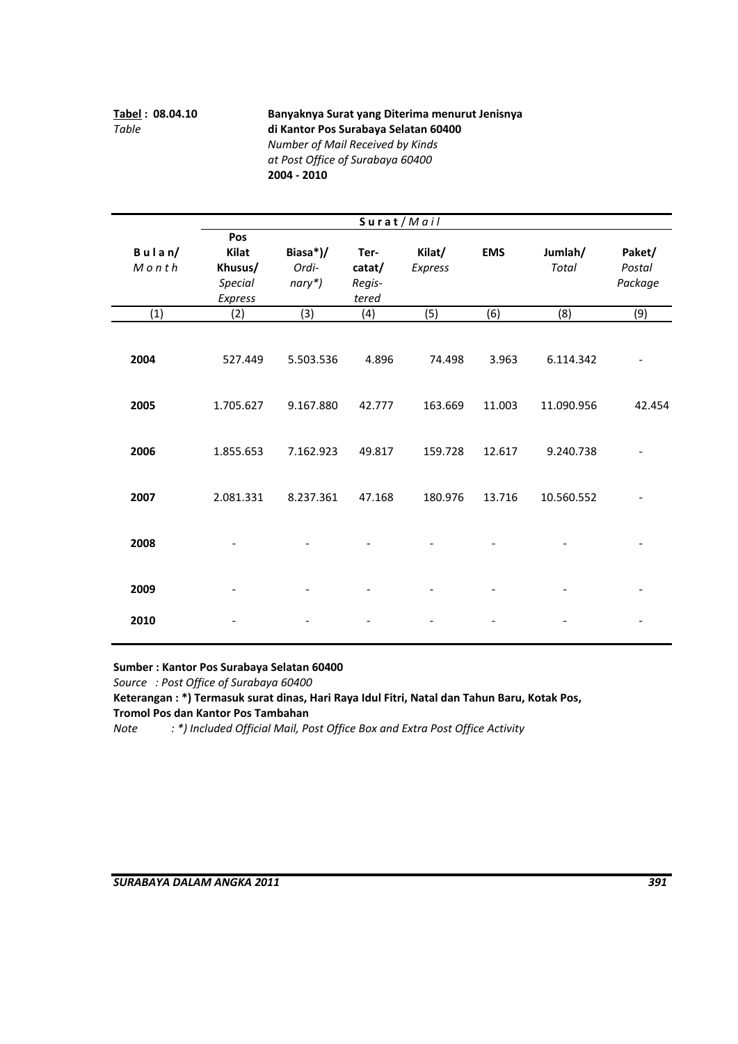**Tabel : 08.04.10** **Banyaknya Surat yang Diterima menurut Jenisnya di Kantor Pos Surabaya Selatan 60400**

*Table* *Number of Mail Received by Kinds at Post Office of Surabaya 60400*

**2004 - 2010**

| **Bulan/** *Month* | Surat/*Mail* | | | | | | **Paket/** *Postal Package* |
|---|---|---|---|---|---|---|---|
| | **Pos Kilat Khusus/** *Special Express* | **Biasa*)/** *Ordinary*)* | **Tercatat/** *Registered* | **Kilat/** *Express* | **EMS** | **Jumlah/** *Total* | |
| (1) | (2) | (3) | (4) | (5) | (6) | (8) | (9) |
| **2004** | 527.449 | 5.503.536 | 4.896 | 74.498 | 3.963 | 6.114.342 | - |
| **2005** | 1.705.627 | 9.167.880 | 42.777 | 163.669 | 11.003 | 11.090.956 | 42.454 |
| **2006** | 1.855.653 | 7.162.923 | 49.817 | 159.728 | 12.617 | 9.240.738 | - |
| **2007** | 2.081.331 | 8.237.361 | 47.168 | 180.976 | 13.716 | 10.560.552 | - |
| **2008** | - | - | - | - | - | - | - |
| **2009** | - | - | - | - | - | - | - |
| **2010** | - | - | - | - | - | - | - |

**Sumber : Kantor Pos Surabaya Selatan 60400**

*Source : Post Office of Surabaya 60400*

**Keterangan : *) Termasuk surat dinas, Hari Raya Idul Fitri, Natal dan Tahun Baru, Kotak Pos, Tromol Pos dan Kantor Pos Tambahan**

*Note : *) Included Official Mail, Post Office Box and Extra Post Office Activity*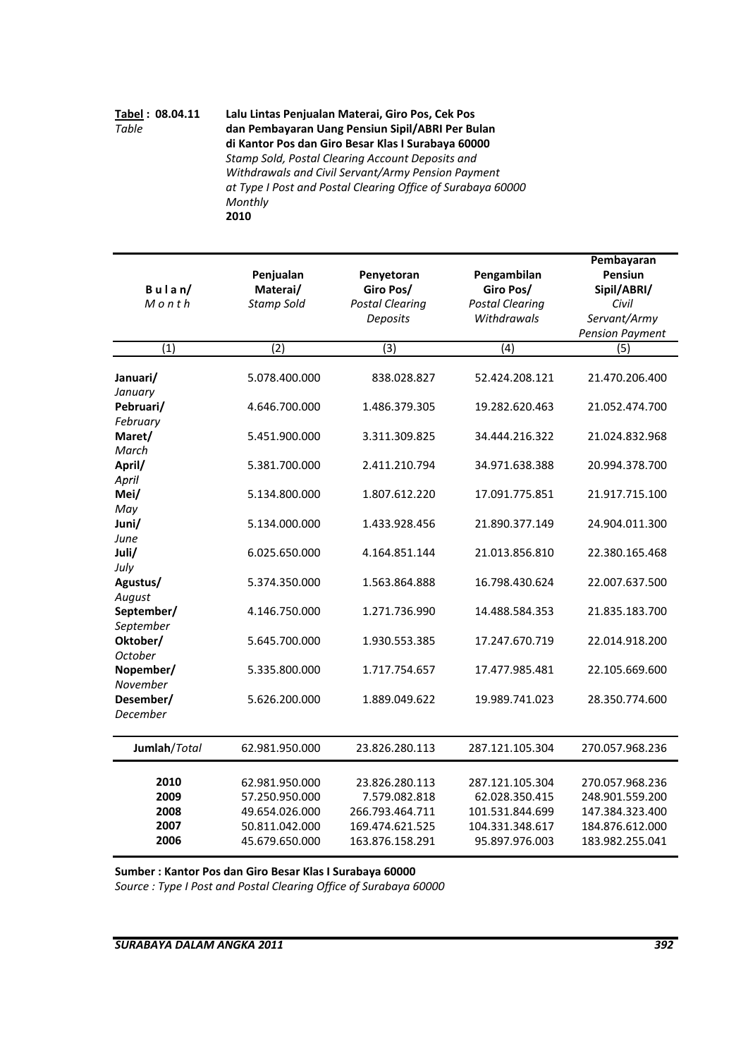**Tabel : 08.04.11** **Lalu Lintas Penjualan Materai, Giro Pos, Cek Pos dan Pembayaran Uang Pensiun Sipil/ABRI Per Bulan di Kantor Pos dan Giro Besar Klas I Surabaya 60000**

*Table* *Stamp Sold, Postal Clearing Account Deposits and Withdrawals and Civil Servant/Army Pension Payment at Type I Post and Postal Clearing Office of Surabaya 60000 Monthly*

**2010**

| Bulan/ *Month* | Penjualan Materai/ *Stamp Sold* | Penyetoran Giro Pos/ *Postal Clearing Deposits* | Pengambilan Giro Pos/ *Postal Clearing Withdrawals* | Pembayaran Pensiun Sipil/ABRI/ *Civil Servant/Army Pension Payment* |
|---|---|---|---|---|
| (1) | (2) | (3) | (4) | (5) |
| **Januari/** *January* | 5.078.400.000 | 838.028.827 | 52.424.208.121 | 21.470.206.400 |
| **Pebruari/** *February* | 4.646.700.000 | 1.486.379.305 | 19.282.620.463 | 21.052.474.700 |
| **Maret/** *March* | 5.451.900.000 | 3.311.309.825 | 34.444.216.322 | 21.024.832.968 |
| **April/** *April* | 5.381.700.000 | 2.411.210.794 | 34.971.638.388 | 20.994.378.700 |
| **Mei/** *May* | 5.134.800.000 | 1.807.612.220 | 17.091.775.851 | 21.917.715.100 |
| **Juni/** *June* | 5.134.000.000 | 1.433.928.456 | 21.890.377.149 | 24.904.011.300 |
| **Juli/** *July* | 6.025.650.000 | 4.164.851.144 | 21.013.856.810 | 22.380.165.468 |
| **Agustus/** *August* | 5.374.350.000 | 1.563.864.888 | 16.798.430.624 | 22.007.637.500 |
| **September/** *September* | 4.146.750.000 | 1.271.736.990 | 14.488.584.353 | 21.835.183.700 |
| **Oktober/** *October* | 5.645.700.000 | 1.930.553.385 | 17.247.670.719 | 22.014.918.200 |
| **Nopember/** *November* | 5.335.800.000 | 1.717.754.657 | 17.477.985.481 | 22.105.669.600 |
| **Desember/** *December* | 5.626.200.000 | 1.889.049.622 | 19.989.741.023 | 28.350.774.600 |
| **Jumlah**/*Total* | 62.981.950.000 | 23.826.280.113 | 287.121.105.304 | 270.057.968.236 |
| **2010** | 62.981.950.000 | 23.826.280.113 | 287.121.105.304 | 270.057.968.236 |
| **2009** | 57.250.950.000 | 7.579.082.818 | 62.028.350.415 | 248.901.559.200 |
| **2008** | 49.654.026.000 | 266.793.464.711 | 101.531.844.699 | 147.384.323.400 |
| **2007** | 50.811.042.000 | 169.474.621.525 | 104.331.348.617 | 184.876.612.000 |
| **2006** | 45.679.650.000 | 163.876.158.291 | 95.897.976.003 | 183.982.255.041 |

**Sumber : Kantor Pos dan Giro Besar Klas I Surabaya 60000**
*Source : Type I Post and Postal Clearing Office of Surabaya 60000*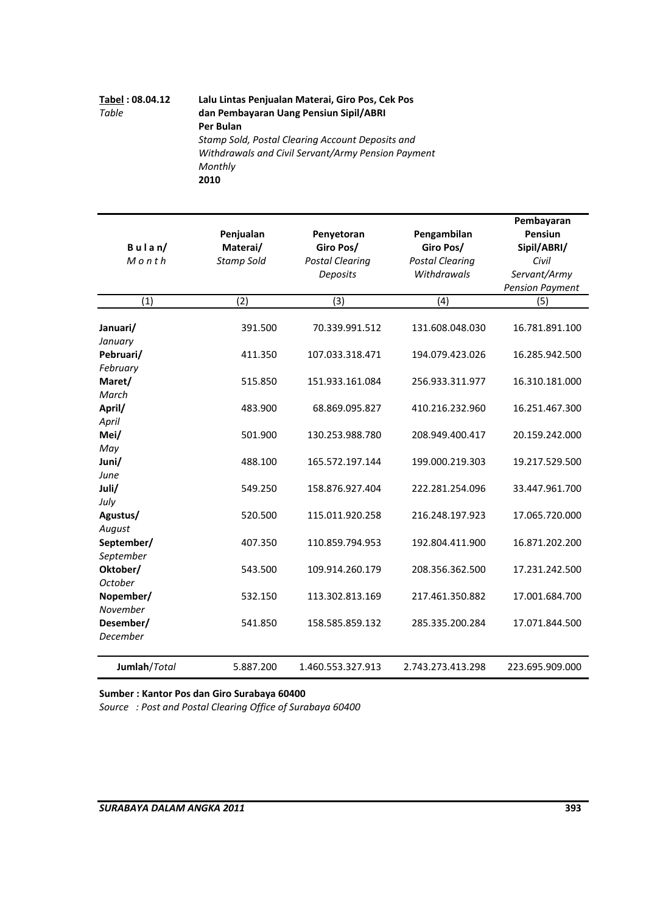**Tabel : 08.04.12** **Lalu Lintas Penjualan Materai, Giro Pos, Cek Pos dan Pembayaran Uang Pensiun Sipil/ABRI Per Bulan**

*Table* *Stamp Sold, Postal Clearing Account Deposits and Withdrawals and Civil Servant/Army Pension Payment Monthly*

**2010**

| **Bulan/** *Month* | **Penjualan Materai/** *Stamp Sold* | **Penyetoran Giro Pos/** *Postal Clearing Deposits* | **Pengambilan Giro Pos/** *Postal Clearing Withdrawals* | **Pembayaran Pensiun Sipil/ABRI/** *Civil Servant/Army Pension Payment* |
|---|---|---|---|---|
| (1) | (2) | (3) | (4) | (5) |
| **Januari/** *January* | 391.500 | 70.339.991.512 | 131.608.048.030 | 16.781.891.100 |
| **Pebruari/** *February* | 411.350 | 107.033.318.471 | 194.079.423.026 | 16.285.942.500 |
| **Maret/** *March* | 515.850 | 151.933.161.084 | 256.933.311.977 | 16.310.181.000 |
| **April/** *April* | 483.900 | 68.869.095.827 | 410.216.232.960 | 16.251.467.300 |
| **Mei/** *May* | 501.900 | 130.253.988.780 | 208.949.400.417 | 20.159.242.000 |
| **Juni/** *June* | 488.100 | 165.572.197.144 | 199.000.219.303 | 19.217.529.500 |
| **Juli/** *July* | 549.250 | 158.876.927.404 | 222.281.254.096 | 33.447.961.700 |
| **Agustus/** *August* | 520.500 | 115.011.920.258 | 216.248.197.923 | 17.065.720.000 |
| **September/** *September* | 407.350 | 110.859.794.953 | 192.804.411.900 | 16.871.202.200 |
| **Oktober/** *October* | 543.500 | 109.914.260.179 | 208.356.362.500 | 17.231.242.500 |
| **Nopember/** *November* | 532.150 | 113.302.813.169 | 217.461.350.882 | 17.001.684.700 |
| **Desember/** *December* | 541.850 | 158.585.859.132 | 285.335.200.284 | 17.071.844.500 |
| **Jumlah**/*Total* | 5.887.200 | 1.460.553.327.913 | 2.743.273.413.298 | 223.695.909.000 |

**Sumber : Kantor Pos dan Giro Surabaya 60400**

*Source : Post and Postal Clearing Office of Surabaya 60400*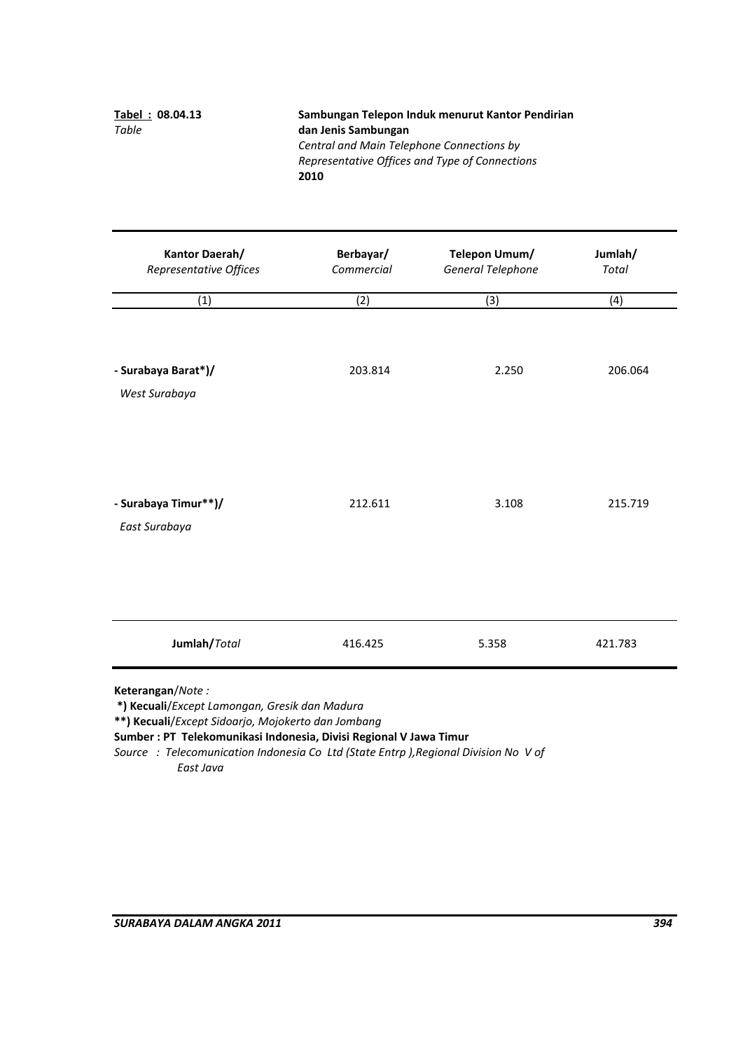**Tabel : 08.04.13**
*Table*

**Sambungan Telepon Induk menurut Kantor Pendirian dan Jenis Sambungan**
*Central and Main Telephone Connections by Representative Offices and Type of Connections*
**2010**

| Kantor Daerah/ *Representative Offices* | Berbayar/ *Commercial* | Telepon Umum/ *General Telephone* | Jumlah/ *Total* |
|---|---|---|---|
| (1) | (2) | (3) | (4) |
| **- Surabaya Barat*)/** *West Surabaya* | 203.814 | 2.250 | 206.064 |
| **- Surabaya Timur**)/** *East Surabaya* | 212.611 | 3.108 | 215.719 |
| **Jumlah/***Total* | 416.425 | 5.358 | 421.783 |

**Keterangan**/*Note :*

**\*) Kecuali**/*Except Lamongan, Gresik dan Madura*

**\*\*) Kecuali**/*Except Sidoarjo, Mojokerto dan Jombang*

**Sumber : PT Telekomunikasi Indonesia, Divisi Regional V Jawa Timur**

*Source : Telecomunication Indonesia Co Ltd (State Entrp ),Regional Division No V of East Java*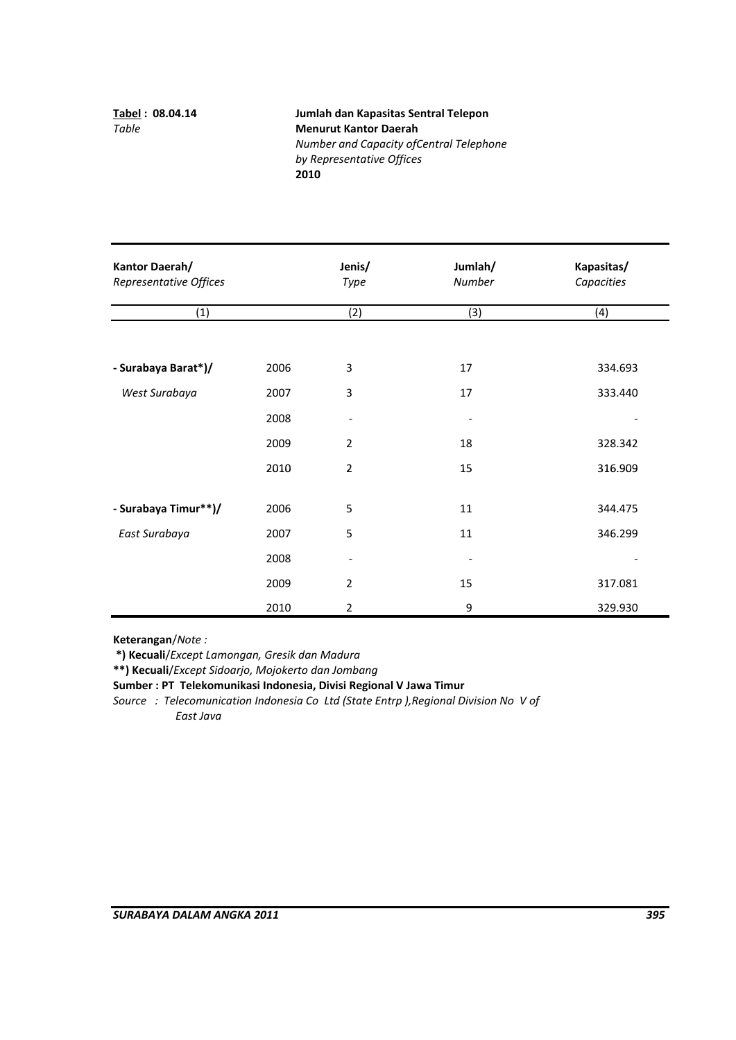**Tabel : 08.04.14**
*Table*

**Jumlah dan Kapasitas Sentral Telepon**
**Menurut Kantor Daerah**
*Number and Capacity ofCentral Telephone*
*by Representative Offices*
**2010**

| **Kantor Daerah/** *Representative Offices* | | **Jenis/** *Type* | **Jumlah/** *Number* | **Kapasitas/** *Capacities* |
|---|---|---|---|---|
| (1) | | (2) | (3) | (4) |
| **- Surabaya Barat*)/** | 2006 | 3 | 17 | 334.693 |
| *West Surabaya* | 2007 | 3 | 17 | 333.440 |
| | 2008 | - | - | - |
| | 2009 | 2 | 18 | 328.342 |
| | 2010 | 2 | 15 | 316.909 |
| **- Surabaya Timur**)/** | 2006 | 5 | 11 | 344.475 |
| *East Surabaya* | 2007 | 5 | 11 | 346.299 |
| | 2008 | - | - | - |
| | 2009 | 2 | 15 | 317.081 |
| | 2010 | 2 | 9 | 329.930 |

**Keterangan**/*Note :*

**\*) Kecuali**/*Except Lamongan, Gresik dan Madura*

**\*\*) Kecuali**/*Except Sidoarjo, Mojokerto dan Jombang*

**Sumber : PT Telekomunikasi Indonesia, Divisi Regional V Jawa Timur**

*Source : Telecomunication Indonesia Co Ltd (State Entrp ),Regional Division No V of East Java*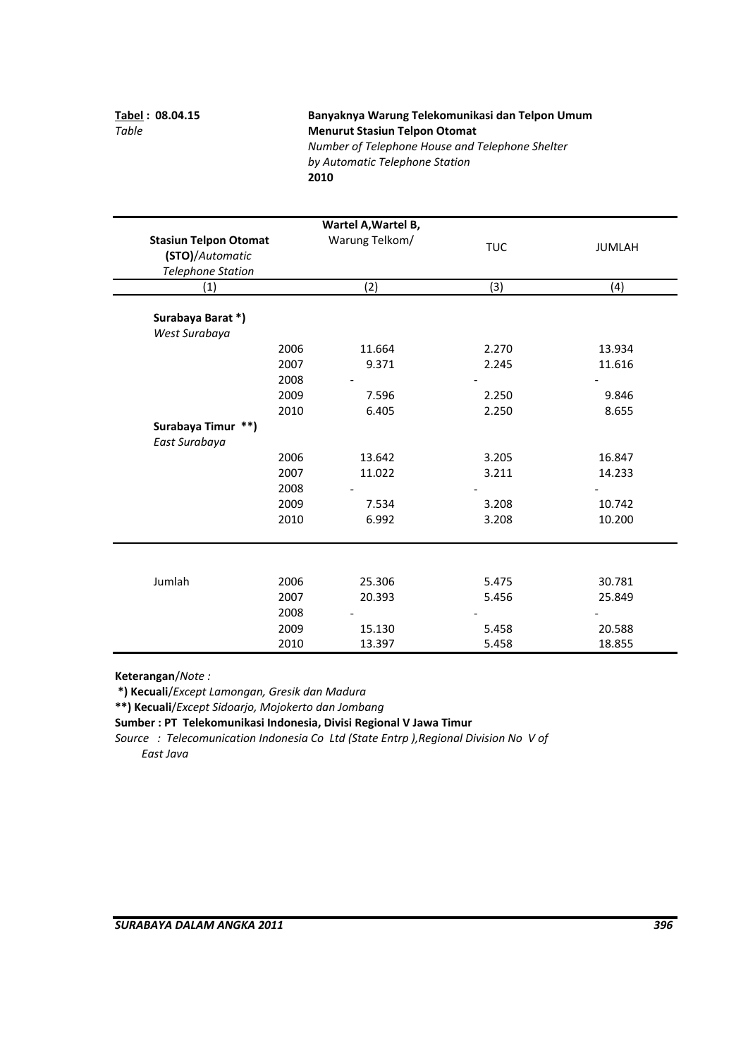**Tabel : 08.04.15**
*Table*

**Banyaknya Warung Telekomunikasi dan Telpon Umum Menurut Stasiun Telpon Otomat**
*Number of Telephone House and Telephone Shelter by Automatic Telephone Station*
**2010**

| **Stasiun Telpon Otomat (STO)**/*Automatic Telephone Station* | | **Wartel A,Wartel B,** Warung Telkom/ | TUC | JUMLAH |
|---|---|---|---|---|
| (1) | | (2) | (3) | (4) |
| **Surabaya Barat \*)** *West Surabaya* | | | | |
| | 2006 | 11.664 | 2.270 | 13.934 |
| | 2007 | 9.371 | 2.245 | 11.616 |
| | 2008 | - | - | - |
| | 2009 | 7.596 | 2.250 | 9.846 |
| | 2010 | 6.405 | 2.250 | 8.655 |
| **Surabaya Timur \*\*)** *East Surabaya* | | | | |
| | 2006 | 13.642 | 3.205 | 16.847 |
| | 2007 | 11.022 | 3.211 | 14.233 |
| | 2008 | - | - | - |
| | 2009 | 7.534 | 3.208 | 10.742 |
| | 2010 | 6.992 | 3.208 | 10.200 |
| Jumlah | 2006 | 25.306 | 5.475 | 30.781 |
| | 2007 | 20.393 | 5.456 | 25.849 |
| | 2008 | - | - | - |
| | 2009 | 15.130 | 5.458 | 20.588 |
| | 2010 | 13.397 | 5.458 | 18.855 |

**Keterangan**/*Note :*

**\*) Kecuali**/*Except Lamongan, Gresik dan Madura*

**\*\*) Kecuali**/*Except Sidoarjo, Mojokerto dan Jombang*

**Sumber : PT Telekomunikasi Indonesia, Divisi Regional V Jawa Timur**

*Source : Telecomunication Indonesia Co Ltd (State Entrp ),Regional Division No V of East Java*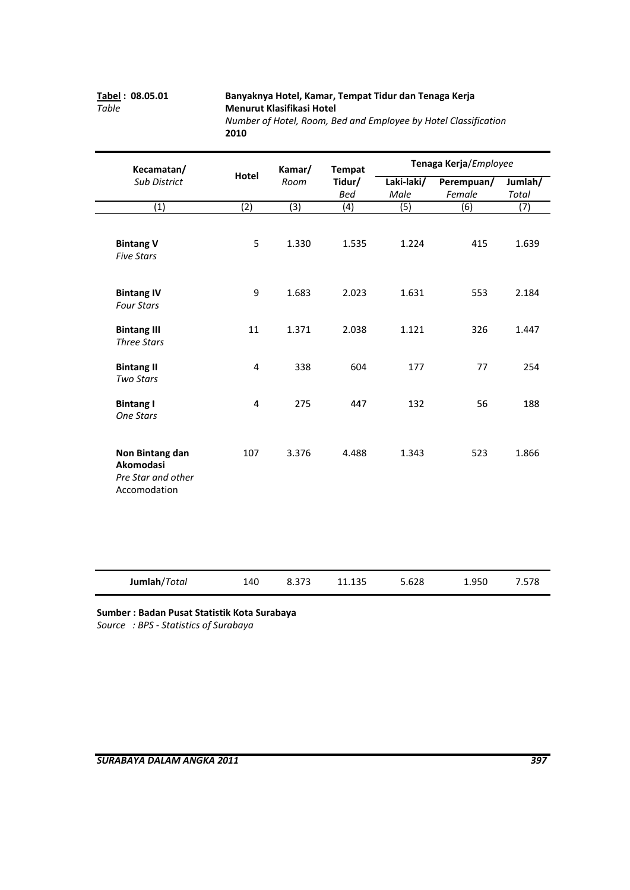**Tabel : 08.05.01** **Banyaknya Hotel, Kamar, Tempat Tidur dan Tenaga Kerja Menurut Klasifikasi Hotel**

*Table* *Number of Hotel, Room, Bed and Employee by Hotel Classification*

**2010**

| **Kecamatan/** *Sub District* | **Hotel** | **Kamar/** *Room* | **Tempat Tidur/** *Bed* | **Tenaga Kerja**/*Employee* | | |
|---|---|---|---|---|---|---|
| | | | | **Laki-laki/** *Male* | **Perempuan/** *Female* | **Jumlah/** *Total* |
| (1) | (2) | (3) | (4) | (5) | (6) | (7) |
| **Bintang V** *Five Stars* | 5 | 1.330 | 1.535 | 1.224 | 415 | 1.639 |
| **Bintang IV** *Four Stars* | 9 | 1.683 | 2.023 | 1.631 | 553 | 2.184 |
| **Bintang III** *Three Stars* | 11 | 1.371 | 2.038 | 1.121 | 326 | 1.447 |
| **Bintang II** *Two Stars* | 4 | 338 | 604 | 177 | 77 | 254 |
| **Bintang I** *One Stars* | 4 | 275 | 447 | 132 | 56 | 188 |
| **Non Bintang dan Akomodasi** *Pre Star and other* Accomodation | 107 | 3.376 | 4.488 | 1.343 | 523 | 1.866 |
| **Jumlah**/*Total* | 140 | 8.373 | 11.135 | 5.628 | 1.950 | 7.578 |

**Sumber : Badan Pusat Statistik Kota Surabaya**

*Source : BPS - Statistics of Surabaya*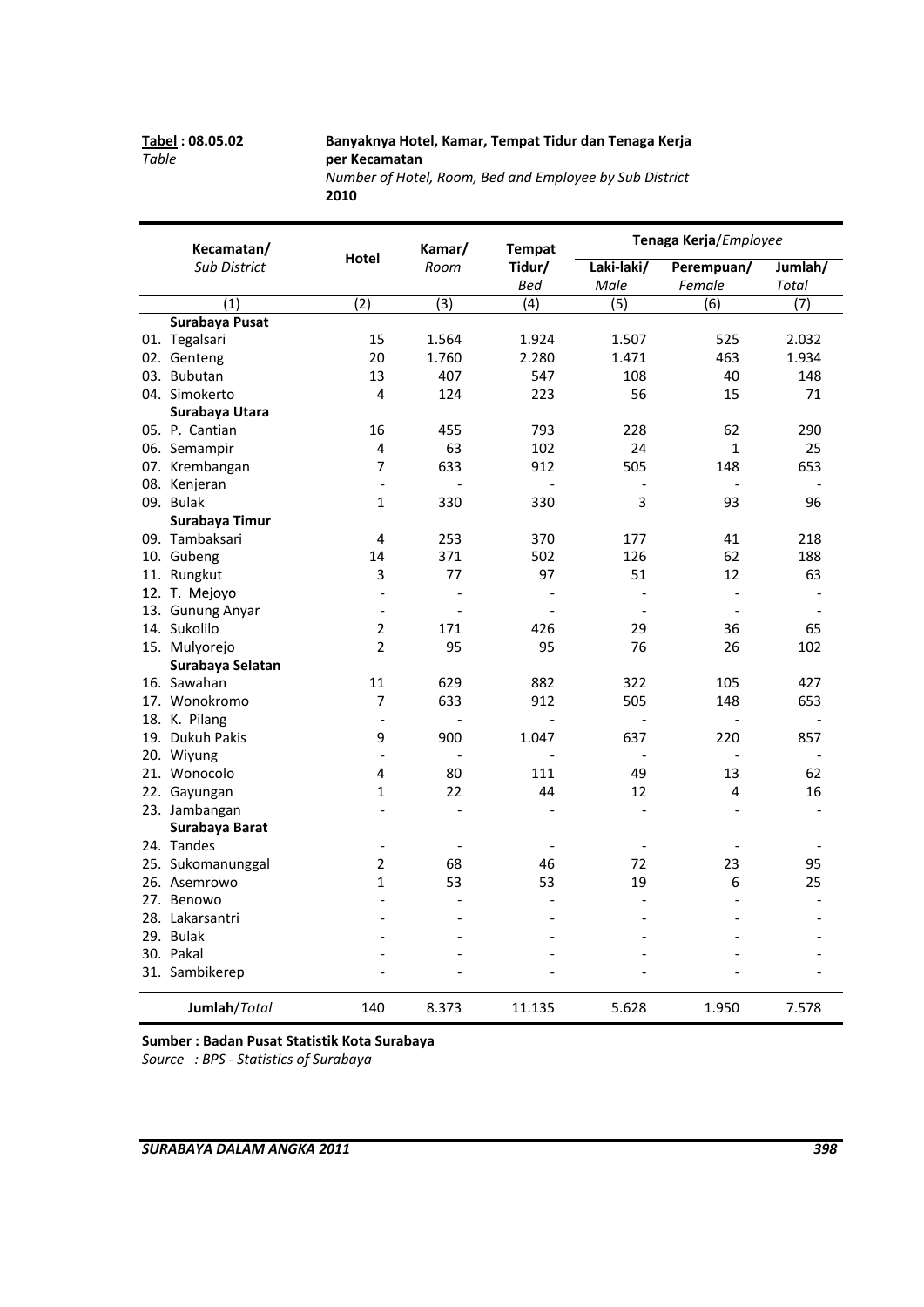**Tabel : 08.05.02** **Banyaknya Hotel, Kamar, Tempat Tidur dan Tenaga Kerja per Kecamatan**

*Table* *Number of Hotel, Room, Bed and Employee by Sub District*

**2010**

| Kecamatan/ *Sub District* | Hotel | Kamar/ *Room* | Tempat Tidur/ *Bed* | Tenaga Kerja/*Employee* | | |
|---|---|---|---|---|---|---|
| | | | | Laki-laki/ *Male* | Perempuan/ *Female* | Jumlah/ *Total* |
| (1) | (2) | (3) | (4) | (5) | (6) | (7) |
| **Surabaya Pusat** | | | | | | |
| 01. Tegalsari | 15 | 1.564 | 1.924 | 1.507 | 525 | 2.032 |
| 02. Genteng | 20 | 1.760 | 2.280 | 1.471 | 463 | 1.934 |
| 03. Bubutan | 13 | 407 | 547 | 108 | 40 | 148 |
| 04. Simokerto | 4 | 124 | 223 | 56 | 15 | 71 |
| **Surabaya Utara** | | | | | | |
| 05. P. Cantian | 16 | 455 | 793 | 228 | 62 | 290 |
| 06. Semampir | 4 | 63 | 102 | 24 | 1 | 25 |
| 07. Krembangan | 7 | 633 | 912 | 505 | 148 | 653 |
| 08. Kenjeran | - | - | - | - | - | - |
| 09. Bulak | 1 | 330 | 330 | 3 | 93 | 96 |
| **Surabaya Timur** | | | | | | |
| 09. Tambaksari | 4 | 253 | 370 | 177 | 41 | 218 |
| 10. Gubeng | 14 | 371 | 502 | 126 | 62 | 188 |
| 11. Rungkut | 3 | 77 | 97 | 51 | 12 | 63 |
| 12. T. Mejoyo | - | - | - | - | - | - |
| 13. Gunung Anyar | - | - | - | - | - | - |
| 14. Sukolilo | 2 | 171 | 426 | 29 | 36 | 65 |
| 15. Mulyorejo | 2 | 95 | 95 | 76 | 26 | 102 |
| **Surabaya Selatan** | | | | | | |
| 16. Sawahan | 11 | 629 | 882 | 322 | 105 | 427 |
| 17. Wonokromo | 7 | 633 | 912 | 505 | 148 | 653 |
| 18. K. Pilang | - | - | - | - | - | - |
| 19. Dukuh Pakis | 9 | 900 | 1.047 | 637 | 220 | 857 |
| 20. Wiyung | - | - | - | - | - | - |
| 21. Wonocolo | 4 | 80 | 111 | 49 | 13 | 62 |
| 22. Gayungan | 1 | 22 | 44 | 12 | 4 | 16 |
| 23. Jambangan | - | - | - | - | - | - |
| **Surabaya Barat** | | | | | | |
| 24. Tandes | - | - | - | - | - | - |
| 25. Sukomanunggal | 2 | 68 | 46 | 72 | 23 | 95 |
| 26. Asemrowo | 1 | 53 | 53 | 19 | 6 | 25 |
| 27. Benowo | - | - | - | - | - | - |
| 28. Lakarsantri | - | - | - | - | - | - |
| 29. Bulak | - | - | - | - | - | - |
| 30. Pakal | - | - | - | - | - | - |
| 31. Sambikerep | - | - | - | - | - | - |
| **Jumlah**/*Total* | 140 | 8.373 | 11.135 | 5.628 | 1.950 | 7.578 |

**Sumber : Badan Pusat Statistik Kota Surabaya**

*Source : BPS - Statistics of Surabaya*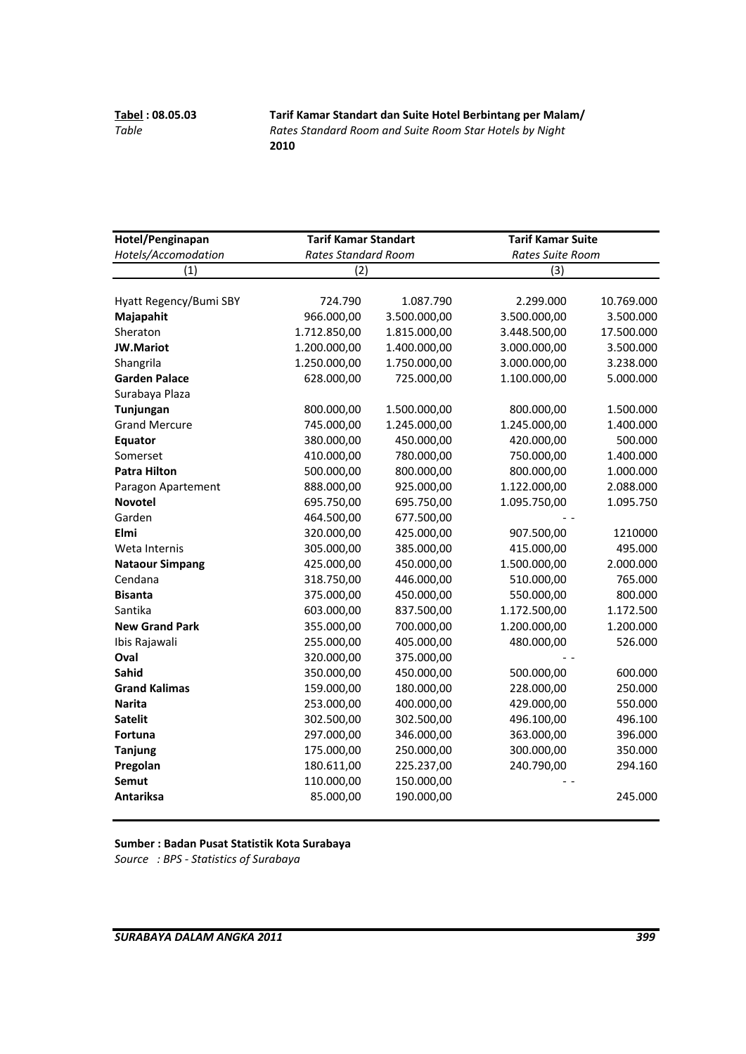**Tabel : 08.05.03** **Tarif Kamar Standart dan Suite Hotel Berbintang per Malam/**
*Table* *Rates Standard Room and Suite Room Star Hotels by Night*
**2010**

| Hotel/Penginapan<br>*Hotels/Accomodation* | Tarif Kamar Standart<br>*Rates Standard Room* | | Tarif Kamar Suite<br>*Rates Suite Room* | |
|---|---|---|---|---|
| (1) | (2) | | (3) | |
| Hyatt Regency/Bumi SBY | 724.790 | 1.087.790 | 2.299.000 | 10.769.000 |
| **Majapahit** | 966.000,00 | 3.500.000,00 | 3.500.000,00 | 3.500.000 |
| Sheraton | 1.712.850,00 | 1.815.000,00 | 3.448.500,00 | 17.500.000 |
| **JW.Mariot** | 1.200.000,00 | 1.400.000,00 | 3.000.000,00 | 3.500.000 |
| Shangrila | 1.250.000,00 | 1.750.000,00 | 3.000.000,00 | 3.238.000 |
| **Garden Palace** | 628.000,00 | 725.000,00 | 1.100.000,00 | 5.000.000 |
| Surabaya Plaza | | | | |
| **Tunjungan** | 800.000,00 | 1.500.000,00 | 800.000,00 | 1.500.000 |
| Grand Mercure | 745.000,00 | 1.245.000,00 | 1.245.000,00 | 1.400.000 |
| **Equator** | 380.000,00 | 450.000,00 | 420.000,00 | 500.000 |
| Somerset | 410.000,00 | 780.000,00 | 750.000,00 | 1.400.000 |
| **Patra Hilton** | 500.000,00 | 800.000,00 | 800.000,00 | 1.000.000 |
| Paragon Apartement | 888.000,00 | 925.000,00 | 1.122.000,00 | 2.088.000 |
| **Novotel** | 695.750,00 | 695.750,00 | 1.095.750,00 | 1.095.750 |
| Garden | 464.500,00 | 677.500,00 | - - | |
| **Elmi** | 320.000,00 | 425.000,00 | 907.500,00 | 1210000 |
| Weta Internis | 305.000,00 | 385.000,00 | 415.000,00 | 495.000 |
| **Nataour Simpang** | 425.000,00 | 450.000,00 | 1.500.000,00 | 2.000.000 |
| Cendana | 318.750,00 | 446.000,00 | 510.000,00 | 765.000 |
| **Bisanta** | 375.000,00 | 450.000,00 | 550.000,00 | 800.000 |
| Santika | 603.000,00 | 837.500,00 | 1.172.500,00 | 1.172.500 |
| **New Grand Park** | 355.000,00 | 700.000,00 | 1.200.000,00 | 1.200.000 |
| Ibis Rajawali | 255.000,00 | 405.000,00 | 480.000,00 | 526.000 |
| **Oval** | 320.000,00 | 375.000,00 | - - | |
| **Sahid** | 350.000,00 | 450.000,00 | 500.000,00 | 600.000 |
| **Grand Kalimas** | 159.000,00 | 180.000,00 | 228.000,00 | 250.000 |
| **Narita** | 253.000,00 | 400.000,00 | 429.000,00 | 550.000 |
| **Satelit** | 302.500,00 | 302.500,00 | 496.100,00 | 496.100 |
| **Fortuna** | 297.000,00 | 346.000,00 | 363.000,00 | 396.000 |
| **Tanjung** | 175.000,00 | 250.000,00 | 300.000,00 | 350.000 |
| **Pregolan** | 180.611,00 | 225.237,00 | 240.790,00 | 294.160 |
| **Semut** | 110.000,00 | 150.000,00 | - - | |
| **Antariksa** | 85.000,00 | 190.000,00 | | 245.000 |

**Sumber : Badan Pusat Statistik Kota Surabaya**
*Source : BPS - Statistics of Surabaya*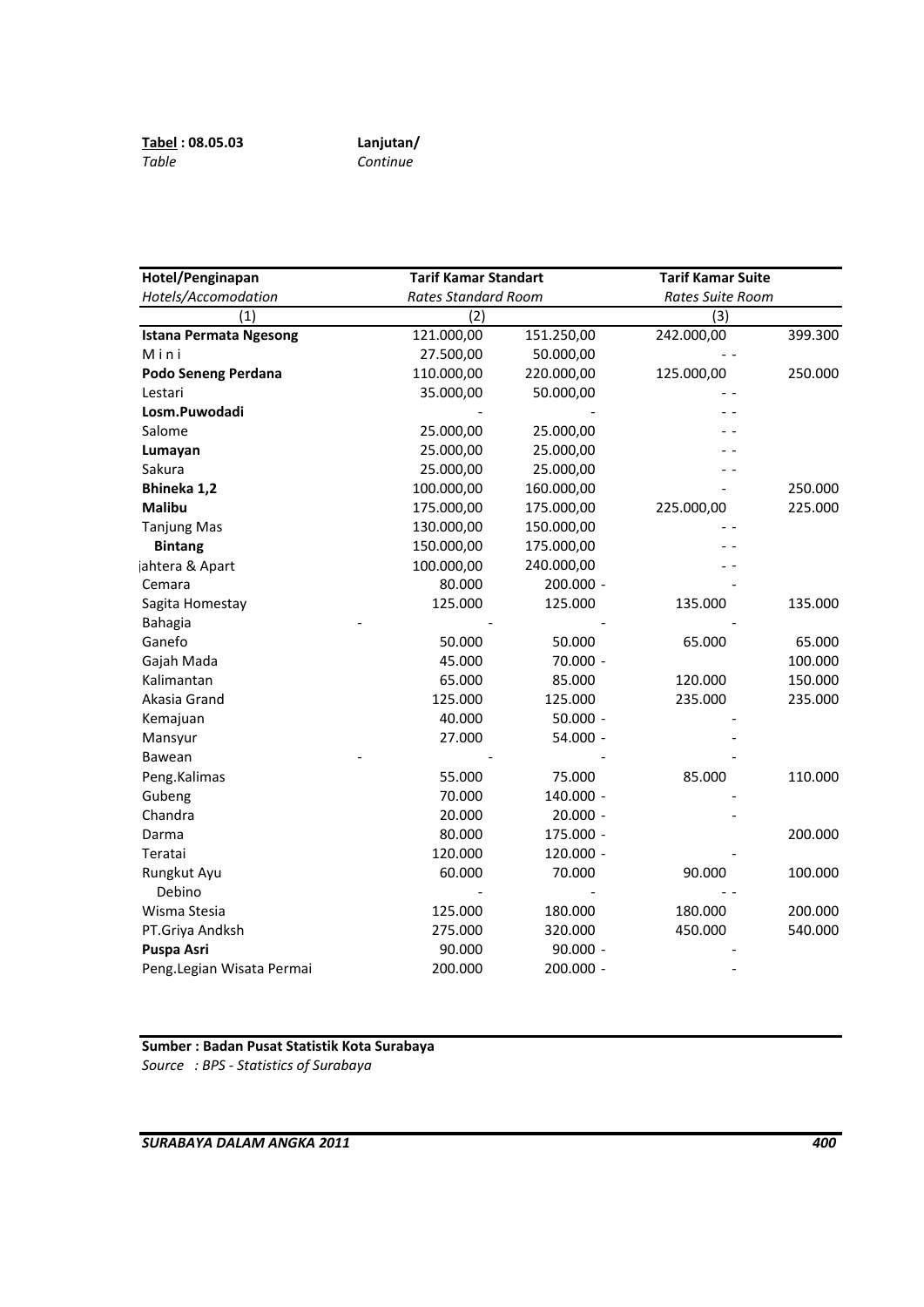**Tabel : 08.05.03** *Table*

**Lanjutan/** *Continue*

| **Hotel/Penginapan** *Hotels/Accomodation* | **Tarif Kamar Standart** *Rates Standard Room* | | **Tarif Kamar Suite** *Rates Suite Room* | |
|---|---|---|---|---|
| (1) | (2) | | (3) | |
| **Istana Permata Ngesong** | 121.000,00 | 151.250,00 | 242.000,00 | 399.300 |
| M i n i | 27.500,00 | 50.000,00 | - - | |
| **Podo Seneng Perdana** | 110.000,00 | 220.000,00 | 125.000,00 | 250.000 |
| Lestari | 35.000,00 | 50.000,00 | - - | |
| **Losm.Puwodadi** | - | - | - - | |
| Salome | 25.000,00 | 25.000,00 | - - | |
| **Lumayan** | 25.000,00 | 25.000,00 | - - | |
| Sakura | 25.000,00 | 25.000,00 | - - | |
| **Bhineka 1,2** | 100.000,00 | 160.000,00 | - | 250.000 |
| **Malibu** | 175.000,00 | 175.000,00 | 225.000,00 | 225.000 |
| Tanjung Mas | 130.000,00 | 150.000,00 | - - | |
| **Bintang** | 150.000,00 | 175.000,00 | - - | |
| jahtera & Apart | 100.000,00 | 240.000,00 | - - | |
| Cemara | 80.000 | 200.000 - | - | |
| Sagita Homestay | 125.000 | 125.000 | 135.000 | 135.000 |
| Bahagia - | - | - | - | |
| Ganefo | 50.000 | 50.000 | 65.000 | 65.000 |
| Gajah Mada | 45.000 | 70.000 - | | 100.000 |
| Kalimantan | 65.000 | 85.000 | 120.000 | 150.000 |
| Akasia Grand | 125.000 | 125.000 | 235.000 | 235.000 |
| Kemajuan | 40.000 | 50.000 - | - | |
| Mansyur | 27.000 | 54.000 - | - | |
| Bawean - | - | - | - | |
| Peng.Kalimas | 55.000 | 75.000 | 85.000 | 110.000 |
| Gubeng | 70.000 | 140.000 - | - | |
| Chandra | 20.000 | 20.000 - | - | |
| Darma | 80.000 | 175.000 - | | 200.000 |
| Teratai | 120.000 | 120.000 - | - | |
| Rungkut Ayu | 60.000 | 70.000 | 90.000 | 100.000 |
| Debino | - | - | - - | |
| Wisma Stesia | 125.000 | 180.000 | 180.000 | 200.000 |
| PT.Griya Andksh | 275.000 | 320.000 | 450.000 | 540.000 |
| **Puspa Asri** | 90.000 | 90.000 - | - | |
| Peng.Legian Wisata Permai | 200.000 | 200.000 - | - | |

**Sumber : Badan Pusat Statistik Kota Surabaya**
*Source : BPS - Statistics of Surabaya*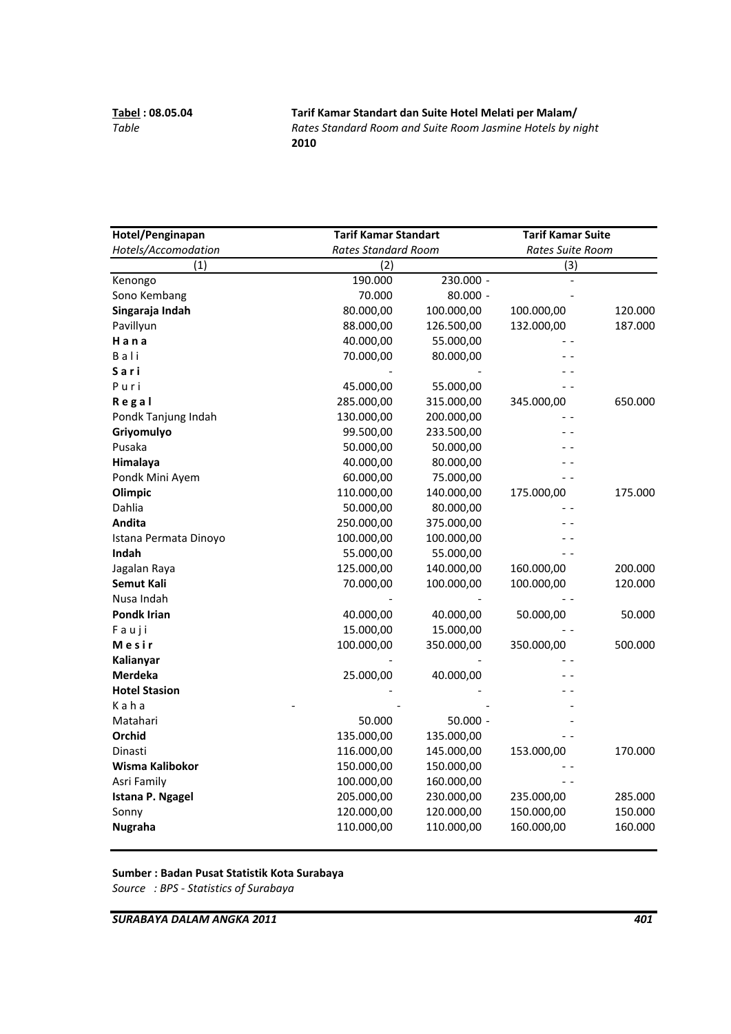**Tabel : 08.05.04** **Tarif Kamar Standart dan Suite Hotel Melati per Malam/**
*Table* *Rates Standard Room and Suite Room Jasmine Hotels by night*
**2010**

| **Hotel/Penginapan** | **Tarif Kamar Standart** | | **Tarif Kamar Suite** | |
|---|---|---|---|---|
| *Hotels/Accomodation* | *Rates Standard Room* | | *Rates Suite Room* | |
| (1) | (2) | | (3) | |
| Kenongo | 190.000 | 230.000 - | - | |
| Sono Kembang | 70.000 | 80.000 - | - | |
| **Singaraja Indah** | 80.000,00 | 100.000,00 | 100.000,00 | 120.000 |
| Pavillyun | 88.000,00 | 126.500,00 | 132.000,00 | 187.000 |
| **H a n a** | 40.000,00 | 55.000,00 | - - | |
| B a l i | 70.000,00 | 80.000,00 | - - | |
| **S a r i** | - | - | - - | |
| P u r i | 45.000,00 | 55.000,00 | - - | |
| **R e g a l** | 285.000,00 | 315.000,00 | 345.000,00 | 650.000 |
| Pondk Tanjung Indah | 130.000,00 | 200.000,00 | - - | |
| **Griyomulyo** | 99.500,00 | 233.500,00 | - - | |
| Pusaka | 50.000,00 | 50.000,00 | - - | |
| **Himalaya** | 40.000,00 | 80.000,00 | - - | |
| Pondk Mini Ayem | 60.000,00 | 75.000,00 | - - | |
| **Olimpic** | 110.000,00 | 140.000,00 | 175.000,00 | 175.000 |
| Dahlia | 50.000,00 | 80.000,00 | - - | |
| **Andita** | 250.000,00 | 375.000,00 | - - | |
| Istana Permata Dinoyo | 100.000,00 | 100.000,00 | - - | |
| **Indah** | 55.000,00 | 55.000,00 | - - | |
| Jagalan Raya | 125.000,00 | 140.000,00 | 160.000,00 | 200.000 |
| **Semut Kali** | 70.000,00 | 100.000,00 | 100.000,00 | 120.000 |
| Nusa Indah | - | - | - - | |
| **Pondk Irian** | 40.000,00 | 40.000,00 | 50.000,00 | 50.000 |
| F a u j i | 15.000,00 | 15.000,00 | - - | |
| **M e s i r** | 100.000,00 | 350.000,00 | 350.000,00 | 500.000 |
| **Kalianyar** | - | - | - - | |
| **Merdeka** | 25.000,00 | 40.000,00 | - - | |
| **Hotel Stasion** | - | - | - - | |
| K a h a - | - | - | - | |
| Matahari | 50.000 | 50.000 - | - | |
| **Orchid** | 135.000,00 | 135.000,00 | - - | |
| Dinasti | 116.000,00 | 145.000,00 | 153.000,00 | 170.000 |
| **Wisma Kalibokor** | 150.000,00 | 150.000,00 | - - | |
| Asri Family | 100.000,00 | 160.000,00 | - - | |
| **Istana P. Ngagel** | 205.000,00 | 230.000,00 | 235.000,00 | 285.000 |
| Sonny | 120.000,00 | 120.000,00 | 150.000,00 | 150.000 |
| **Nugraha** | 110.000,00 | 110.000,00 | 160.000,00 | 160.000 |

**Sumber : Badan Pusat Statistik Kota Surabaya**
*Source : BPS - Statistics of Surabaya*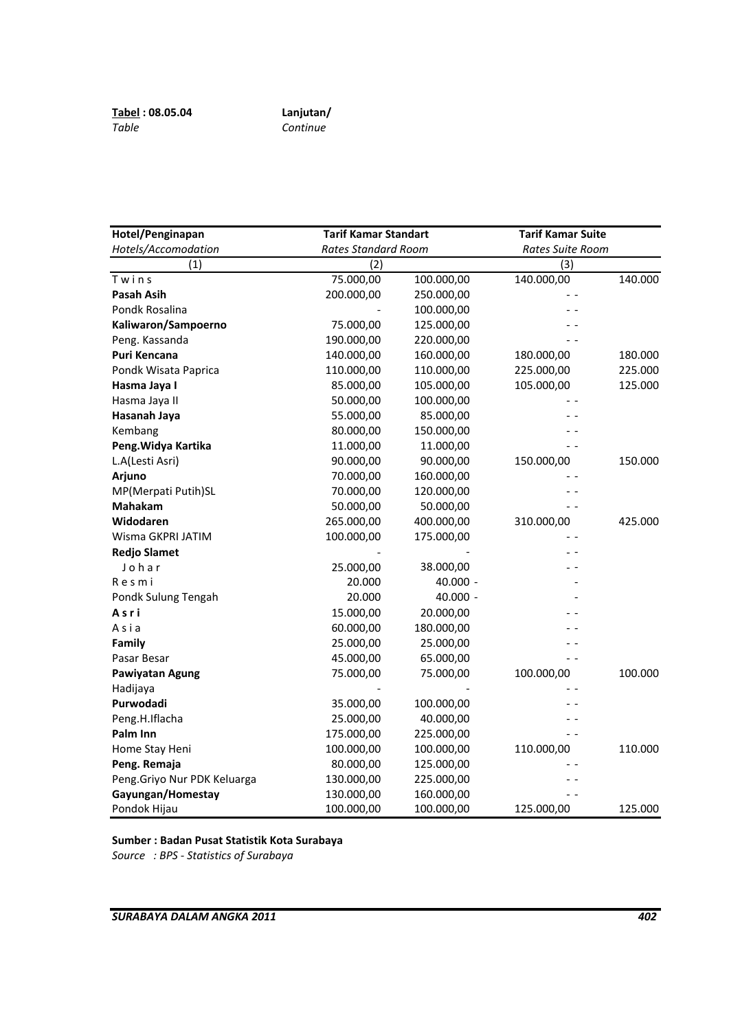**Tabel : 08.05.04** **Lanjutan/**
*Table* *Continue*

| Hotel/Penginapan<br>*Hotels/Accomodation* | Tarif Kamar Standart<br>*Rates Standard Room* | | Tarif Kamar Suite<br>*Rates Suite Room* | |
|---|---|---|---|---|
| (1) | (2) | | (3) | |
| T w i n s | 75.000,00 | 100.000,00 | 140.000,00 | 140.000 |
| **Pasah Asih** | 200.000,00 | 250.000,00 | - - | |
| Pondk Rosalina | - | 100.000,00 | - - | |
| **Kaliwaron/Sampoerno** | 75.000,00 | 125.000,00 | - - | |
| Peng. Kassanda | 190.000,00 | 220.000,00 | - - | |
| **Puri Kencana** | 140.000,00 | 160.000,00 | 180.000,00 | 180.000 |
| Pondk Wisata Paprica | 110.000,00 | 110.000,00 | 225.000,00 | 225.000 |
| **Hasma Jaya I** | 85.000,00 | 105.000,00 | 105.000,00 | 125.000 |
| Hasma Jaya II | 50.000,00 | 100.000,00 | - - | |
| **Hasanah Jaya** | 55.000,00 | 85.000,00 | - - | |
| Kembang | 80.000,00 | 150.000,00 | - - | |
| **Peng.Widya Kartika** | 11.000,00 | 11.000,00 | - - | |
| L.A(Lesti Asri) | 90.000,00 | 90.000,00 | 150.000,00 | 150.000 |
| **Arjuno** | 70.000,00 | 160.000,00 | - - | |
| MP(Merpati Putih)SL | 70.000,00 | 120.000,00 | - - | |
| **Mahakam** | 50.000,00 | 50.000,00 | - - | |
| **Widodaren** | 265.000,00 | 400.000,00 | 310.000,00 | 425.000 |
| Wisma GKPRI JATIM | 100.000,00 | 175.000,00 | - - | |
| **Redjo Slamet** | - | - | - - | |
| J o h a r | 25.000,00 | 38.000,00 | - - | |
| R e s m i | 20.000 | 40.000 - | - | |
| Pondk Sulung Tengah | 20.000 | 40.000 - | - | |
| **A s r i** | 15.000,00 | 20.000,00 | - - | |
| A s i a | 60.000,00 | 180.000,00 | - - | |
| **Family** | 25.000,00 | 25.000,00 | - - | |
| Pasar Besar | 45.000,00 | 65.000,00 | - - | |
| **Pawiyatan Agung** | 75.000,00 | 75.000,00 | 100.000,00 | 100.000 |
| Hadijaya | - | - | - - | |
| **Purwodadi** | 35.000,00 | 100.000,00 | - - | |
| Peng.H.Iflacha | 25.000,00 | 40.000,00 | - - | |
| **Palm Inn** | 175.000,00 | 225.000,00 | - - | |
| Home Stay Heni | 100.000,00 | 100.000,00 | 110.000,00 | 110.000 |
| **Peng. Remaja** | 80.000,00 | 125.000,00 | - - | |
| Peng.Griyo Nur PDK Keluarga | 130.000,00 | 225.000,00 | - - | |
| **Gayungan/Homestay** | 130.000,00 | 160.000,00 | - - | |
| Pondok Hijau | 100.000,00 | 100.000,00 | 125.000,00 | 125.000 |

**Sumber : Badan Pusat Statistik Kota Surabaya**
*Source : BPS - Statistics of Surabaya*